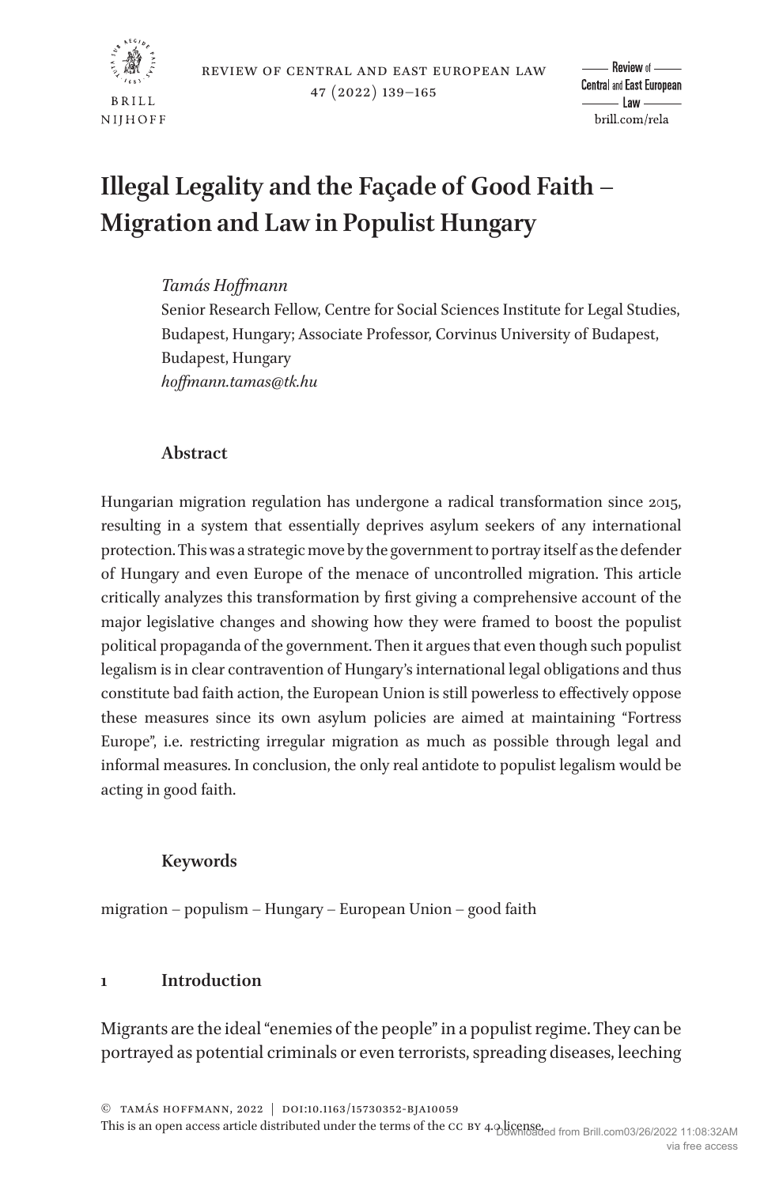# Illegal Legality and the Façade of Good Faith – Migration and Law in Populist Hungary

*Tamás Hoffmann*
Senior Research Fellow, Centre for Social Sciences Institute for Legal Studies, Budapest, Hungary; Associate Professor, Corvinus University of Budapest, Budapest, Hungary
*hoffmann.tamas@tk.hu*

## Abstract

Hungarian migration regulation has undergone a radical transformation since 2015, resulting in a system that essentially deprives asylum seekers of any international protection. This was a strategic move by the government to portray itself as the defender of Hungary and even Europe of the menace of uncontrolled migration. This article critically analyzes this transformation by first giving a comprehensive account of the major legislative changes and showing how they were framed to boost the populist political propaganda of the government. Then it argues that even though such populist legalism is in clear contravention of Hungary's international legal obligations and thus constitute bad faith action, the European Union is still powerless to effectively oppose these measures since its own asylum policies are aimed at maintaining "Fortress Europe", i.e. restricting irregular migration as much as possible through legal and informal measures. In conclusion, the only real antidote to populist legalism would be acting in good faith.

## Keywords

migration – populism – Hungary – European Union – good faith

## 1 Introduction

Migrants are the ideal "enemies of the people" in a populist regime. They can be portrayed as potential criminals or even terrorists, spreading diseases, leeching

© Tamás Hoffmann, 2022 | doi:10.1163/15730352-bja10059
This is an open access article distributed under the terms of the cc by 4.0 license.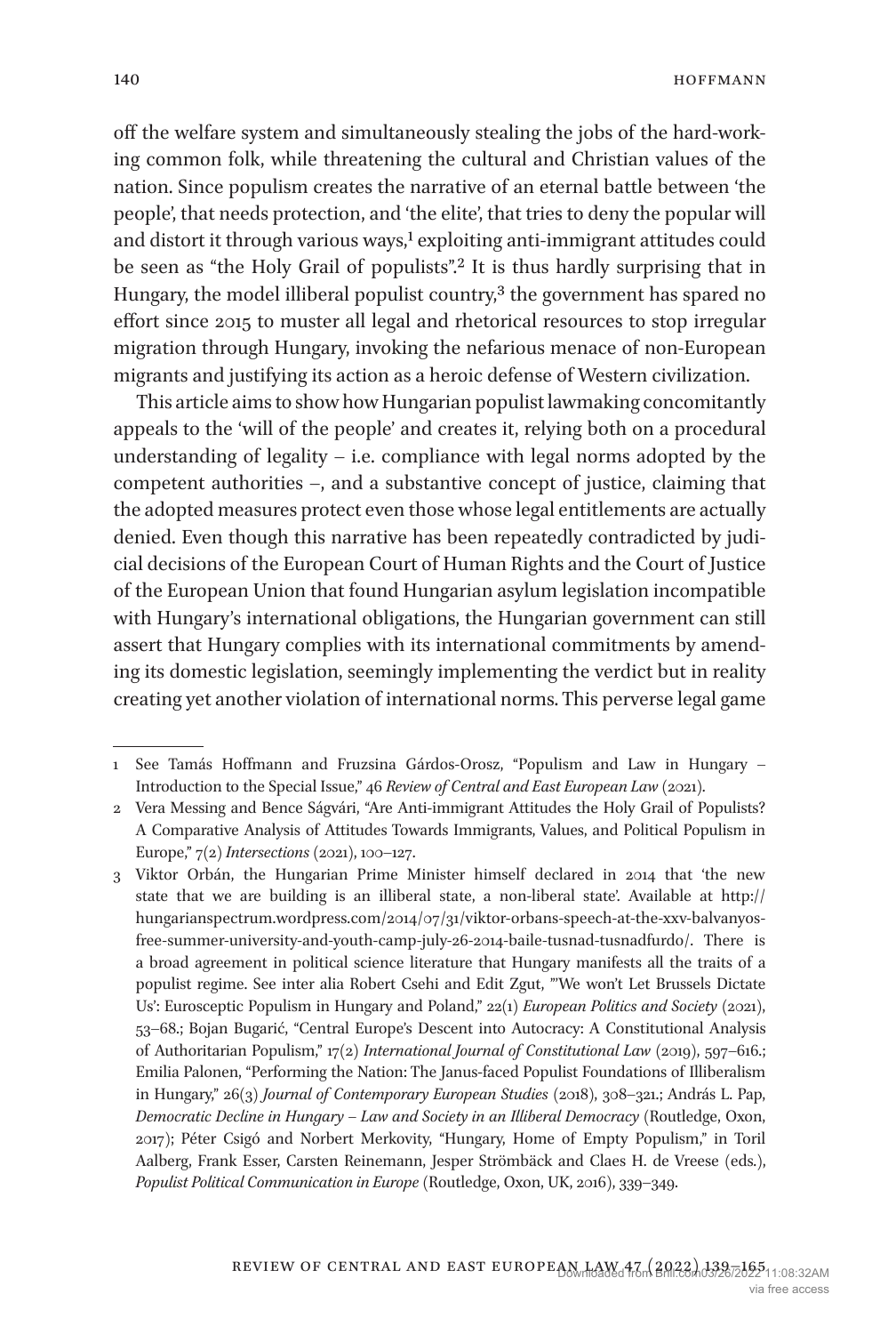off the welfare system and simultaneously stealing the jobs of the hard-working common folk, while threatening the cultural and Christian values of the nation. Since populism creates the narrative of an eternal battle between 'the people', that needs protection, and 'the elite', that tries to deny the popular will and distort it through various ways,[1] exploiting anti-immigrant attitudes could be seen as "the Holy Grail of populists".[2] It is thus hardly surprising that in Hungary, the model illiberal populist country,[3] the government has spared no effort since 2015 to muster all legal and rhetorical resources to stop irregular migration through Hungary, invoking the nefarious menace of non-European migrants and justifying its action as a heroic defense of Western civilization.

This article aims to show how Hungarian populist lawmaking concomitantly appeals to the 'will of the people' and creates it, relying both on a procedural understanding of legality – i.e. compliance with legal norms adopted by the competent authorities –, and a substantive concept of justice, claiming that the adopted measures protect even those whose legal entitlements are actually denied. Even though this narrative has been repeatedly contradicted by judicial decisions of the European Court of Human Rights and the Court of Justice of the European Union that found Hungarian asylum legislation incompatible with Hungary's international obligations, the Hungarian government can still assert that Hungary complies with its international commitments by amending its domestic legislation, seemingly implementing the verdict but in reality creating yet another violation of international norms. This perverse legal game

---

1 See Tamás Hoffmann and Fruzsina Gárdos-Orosz, "Populism and Law in Hungary – Introduction to the Special Issue," 46 *Review of Central and East European Law* (2021).

2 Vera Messing and Bence Ságvári, "Are Anti-immigrant Attitudes the Holy Grail of Populists? A Comparative Analysis of Attitudes Towards Immigrants, Values, and Political Populism in Europe," 7(2) *Intersections* (2021), 100–127.

3 Viktor Orbán, the Hungarian Prime Minister himself declared in 2014 that 'the new state that we are building is an illiberal state, a non-liberal state'. Available at http://hungarianspectrum.wordpress.com/2014/07/31/viktor-orbans-speech-at-the-xxv-balvanyos-free-summer-university-and-youth-camp-july-26-2014-baile-tusnad-tusnadfurdo/. There is a broad agreement in political science literature that Hungary manifests all the traits of a populist regime. See inter alia Robert Csehi and Edit Zgut, "'We won't Let Brussels Dictate Us': Eurosceptic Populism in Hungary and Poland," 22(1) *European Politics and Society* (2021), 53–68.; Bojan Bugarič, "Central Europe's Descent into Autocracy: A Constitutional Analysis of Authoritarian Populism," 17(2) *International Journal of Constitutional Law* (2019), 597–616.; Emilia Palonen, "Performing the Nation: The Janus-faced Populist Foundations of Illiberalism in Hungary," 26(3) *Journal of Contemporary European Studies* (2018), 308–321.; András L. Pap, *Democratic Decline in Hungary – Law and Society in an Illiberal Democracy* (Routledge, Oxon, 2017); Péter Csigó and Norbert Merkovity, "Hungary, Home of Empty Populism," in Toril Aalberg, Frank Esser, Carsten Reinemann, Jesper Strömbäck and Claes H. de Vreese (eds.), *Populist Political Communication in Europe* (Routledge, Oxon, UK, 2016), 339–349.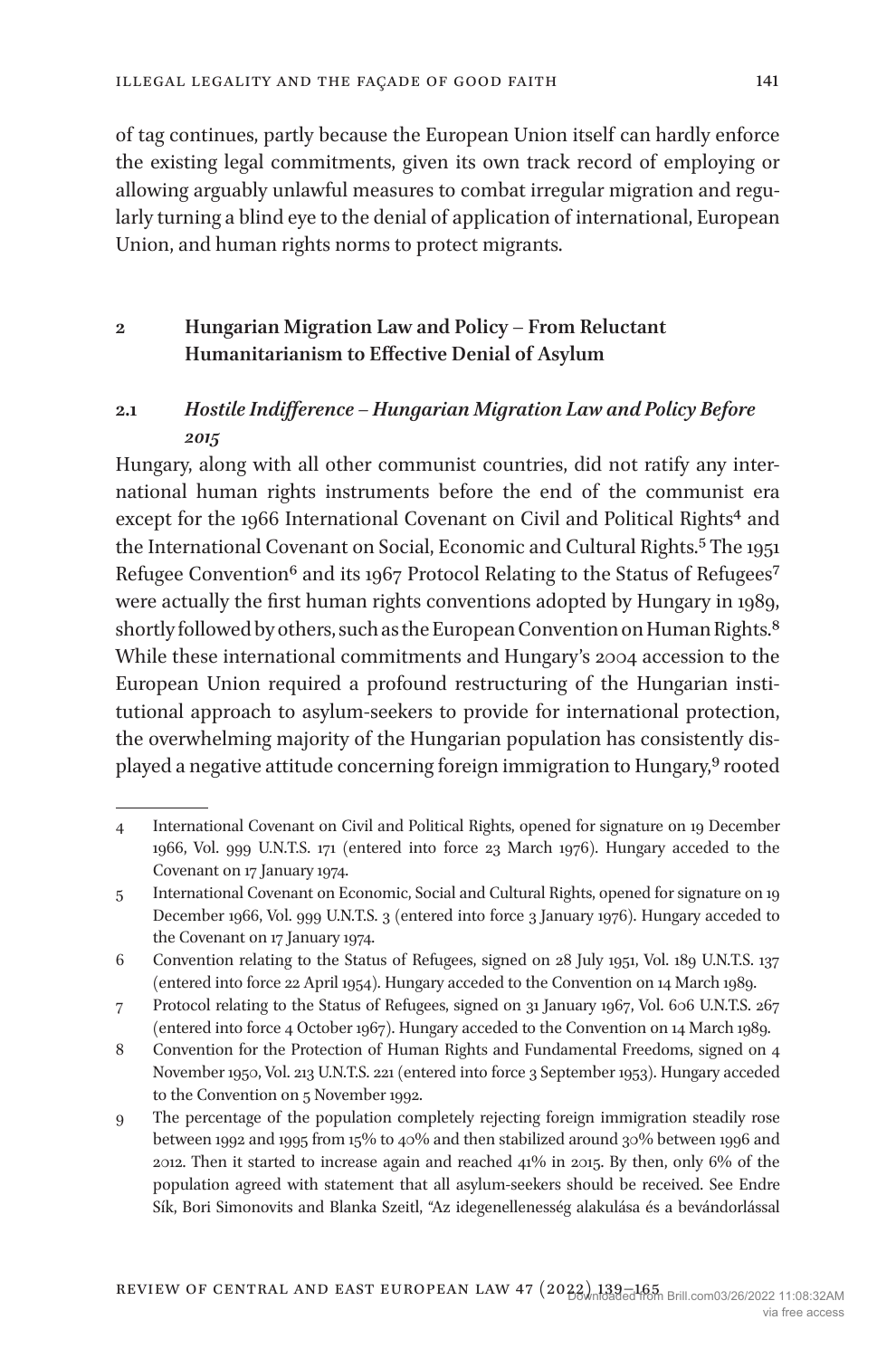of tag continues, partly because the European Union itself can hardly enforce the existing legal commitments, given its own track record of employing or allowing arguably unlawful measures to combat irregular migration and regularly turning a blind eye to the denial of application of international, European Union, and human rights norms to protect migrants.

## 2 Hungarian Migration Law and Policy – From Reluctant Humanitarianism to Effective Denial of Asylum

### 2.1 *Hostile Indifference – Hungarian Migration Law and Policy Before 2015*

Hungary, along with all other communist countries, did not ratify any international human rights instruments before the end of the communist era except for the 1966 International Covenant on Civil and Political Rights[4] and the International Covenant on Social, Economic and Cultural Rights.[5] The 1951 Refugee Convention[6] and its 1967 Protocol Relating to the Status of Refugees[7] were actually the first human rights conventions adopted by Hungary in 1989, shortly followed by others, such as the European Convention on Human Rights.[8] While these international commitments and Hungary's 2004 accession to the European Union required a profound restructuring of the Hungarian institutional approach to asylum-seekers to provide for international protection, the overwhelming majority of the Hungarian population has consistently displayed a negative attitude concerning foreign immigration to Hungary,[9] rooted

---

4 International Covenant on Civil and Political Rights, opened for signature on 19 December 1966, Vol. 999 U.N.T.S. 171 (entered into force 23 March 1976). Hungary acceded to the Covenant on 17 January 1974.

5 International Covenant on Economic, Social and Cultural Rights, opened for signature on 19 December 1966, Vol. 999 U.N.T.S. 3 (entered into force 3 January 1976). Hungary acceded to the Covenant on 17 January 1974.

6 Convention relating to the Status of Refugees, signed on 28 July 1951, Vol. 189 U.N.T.S. 137 (entered into force 22 April 1954). Hungary acceded to the Convention on 14 March 1989.

7 Protocol relating to the Status of Refugees, signed on 31 January 1967, Vol. 606 U.N.T.S. 267 (entered into force 4 October 1967). Hungary acceded to the Convention on 14 March 1989.

8 Convention for the Protection of Human Rights and Fundamental Freedoms, signed on 4 November 1950, Vol. 213 U.N.T.S. 221 (entered into force 3 September 1953). Hungary acceded to the Convention on 5 November 1992.

9 The percentage of the population completely rejecting foreign immigration steadily rose between 1992 and 1995 from 15% to 40% and then stabilized around 30% between 1996 and 2012. Then it started to increase again and reached 41% in 2015. By then, only 6% of the population agreed with statement that all asylum-seekers should be received. See Endre Sík, Bori Simonovits and Blanka Szeitl, "Az idegenellenesség alakulása és a bevándorlással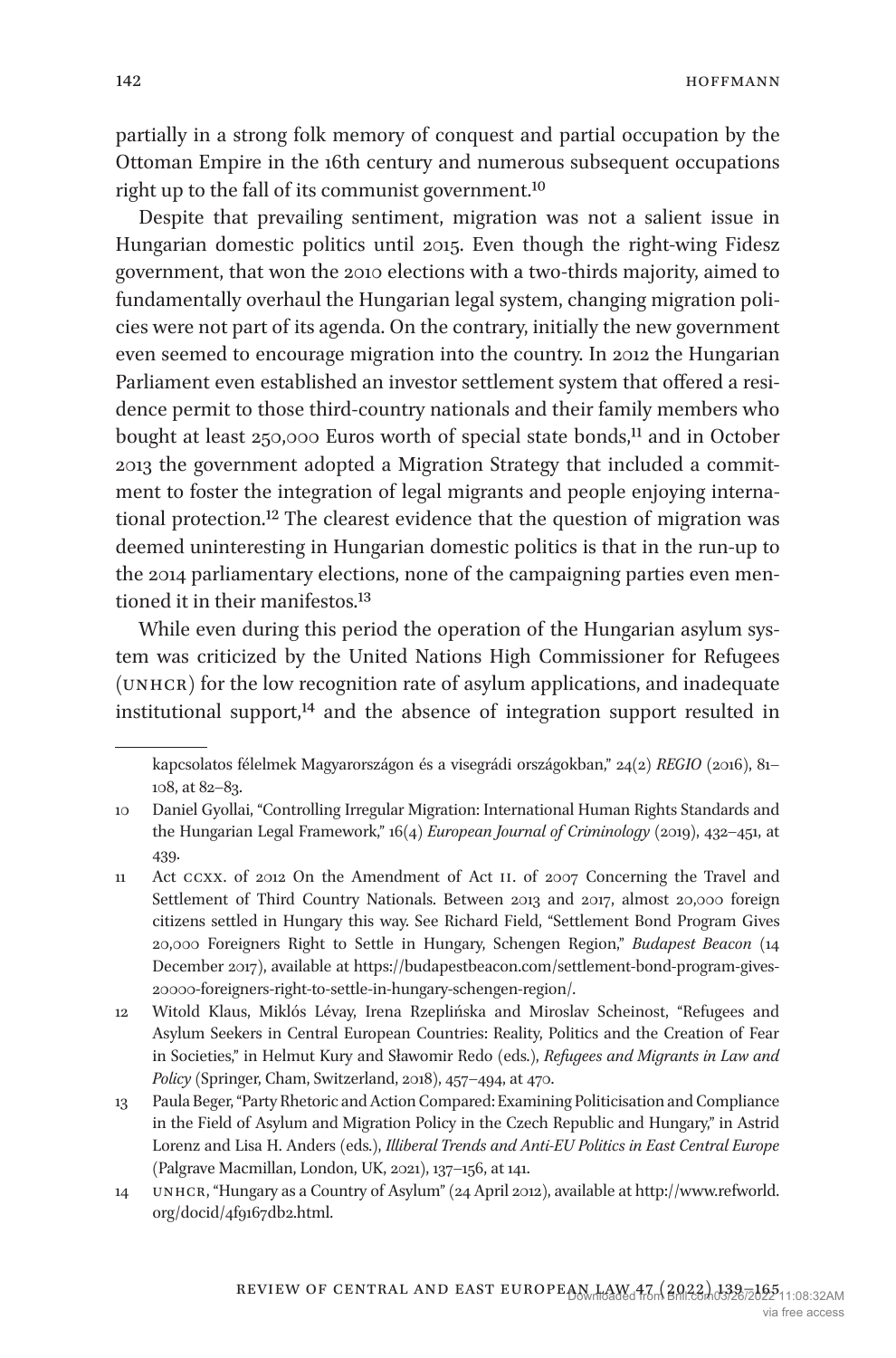partially in a strong folk memory of conquest and partial occupation by the Ottoman Empire in the 16th century and numerous subsequent occupations right up to the fall of its communist government.[10]

Despite that prevailing sentiment, migration was not a salient issue in Hungarian domestic politics until 2015. Even though the right-wing Fidesz government, that won the 2010 elections with a two-thirds majority, aimed to fundamentally overhaul the Hungarian legal system, changing migration policies were not part of its agenda. On the contrary, initially the new government even seemed to encourage migration into the country. In 2012 the Hungarian Parliament even established an investor settlement system that offered a residence permit to those third-country nationals and their family members who bought at least 250,000 Euros worth of special state bonds,[11] and in October 2013 the government adopted a Migration Strategy that included a commitment to foster the integration of legal migrants and people enjoying international protection.[12] The clearest evidence that the question of migration was deemed uninteresting in Hungarian domestic politics is that in the run-up to the 2014 parliamentary elections, none of the campaigning parties even mentioned it in their manifestos.[13]

While even during this period the operation of the Hungarian asylum system was criticized by the United Nations High Commissioner for Refugees (UNHCR) for the low recognition rate of asylum applications, and inadequate institutional support,[14] and the absence of integration support resulted in

---

kapcsolatos félelmek Magyarországon és a visegrádi országokban," 24(2) *REGIO* (2016), 81–108, at 82–83.

10 Daniel Gyollai, "Controlling Irregular Migration: International Human Rights Standards and the Hungarian Legal Framework," 16(4) *European Journal of Criminology* (2019), 432–451, at 439.

11 Act CCXX. of 2012 On the Amendment of Act II. of 2007 Concerning the Travel and Settlement of Third Country Nationals. Between 2013 and 2017, almost 20,000 foreign citizens settled in Hungary this way. See Richard Field, "Settlement Bond Program Gives 20,000 Foreigners Right to Settle in Hungary, Schengen Region," *Budapest Beacon* (14 December 2017), available at https://budapestbeacon.com/settlement-bond-program-gives-20000-foreigners-right-to-settle-in-hungary-schengen-region/.

12 Witold Klaus, Miklós Lévay, Irena Rzeplińska and Miroslav Scheinost, "Refugees and Asylum Seekers in Central European Countries: Reality, Politics and the Creation of Fear in Societies," in Helmut Kury and Sławomir Redo (eds.), *Refugees and Migrants in Law and Policy* (Springer, Cham, Switzerland, 2018), 457–494, at 470.

13 Paula Beger, "Party Rhetoric and Action Compared: Examining Politicisation and Compliance in the Field of Asylum and Migration Policy in the Czech Republic and Hungary," in Astrid Lorenz and Lisa H. Anders (eds.), *Illiberal Trends and Anti-EU Politics in East Central Europe* (Palgrave Macmillan, London, UK, 2021), 137–156, at 141.

14 UNHCR, "Hungary as a Country of Asylum" (24 April 2012), available at http://www.refworld.org/docid/4f9167db2.html.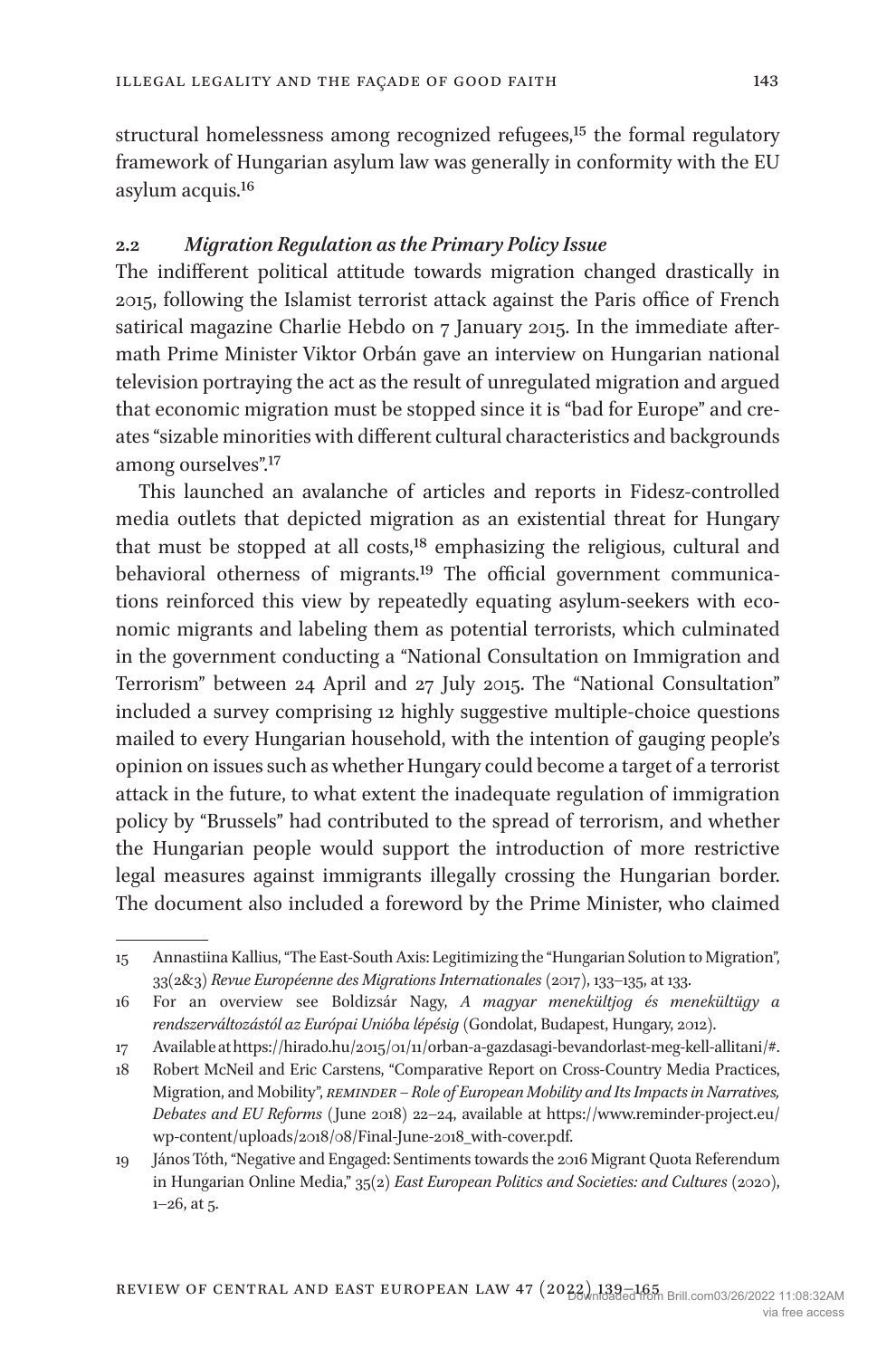structural homelessness among recognized refugees,[15] the formal regulatory framework of Hungarian asylum law was generally in conformity with the EU asylum acquis.[16]

### 2.2 *Migration Regulation as the Primary Policy Issue*

The indifferent political attitude towards migration changed drastically in 2015, following the Islamist terrorist attack against the Paris office of French satirical magazine Charlie Hebdo on 7 January 2015. In the immediate aftermath Prime Minister Viktor Orbán gave an interview on Hungarian national television portraying the act as the result of unregulated migration and argued that economic migration must be stopped since it is "bad for Europe" and creates "sizable minorities with different cultural characteristics and backgrounds among ourselves".[17]

This launched an avalanche of articles and reports in Fidesz-controlled media outlets that depicted migration as an existential threat for Hungary that must be stopped at all costs,[18] emphasizing the religious, cultural and behavioral otherness of migrants.[19] The official government communications reinforced this view by repeatedly equating asylum-seekers with economic migrants and labeling them as potential terrorists, which culminated in the government conducting a "National Consultation on Immigration and Terrorism" between 24 April and 27 July 2015. The "National Consultation" included a survey comprising 12 highly suggestive multiple-choice questions mailed to every Hungarian household, with the intention of gauging people's opinion on issues such as whether Hungary could become a target of a terrorist attack in the future, to what extent the inadequate regulation of immigration policy by "Brussels" had contributed to the spread of terrorism, and whether the Hungarian people would support the introduction of more restrictive legal measures against immigrants illegally crossing the Hungarian border. The document also included a foreword by the Prime Minister, who claimed

---

15 Annastiina Kallius, "The East-South Axis: Legitimizing the "Hungarian Solution to Migration", 33(2&3) *Revue Européenne des Migrations Internationales* (2017), 133–135, at 133.

16 For an overview see Boldizsár Nagy, *A magyar menekültjog és menekültügy a rendszerváltozástól az Európai Unióba lépésig* (Gondolat, Budapest, Hungary, 2012).

17 Available at https://hirado.hu/2015/01/11/orban-a-gazdasagi-bevandorlast-meg-kell-allitani/#.

18 Robert McNeil and Eric Carstens, "Comparative Report on Cross-Country Media Practices, Migration, and Mobility", *REMINDER – Role of European Mobility and Its Impacts in Narratives, Debates and EU Reforms* (June 2018) 22–24, available at https://www.reminder-project.eu/wp-content/uploads/2018/08/Final-June-2018_with-cover.pdf.

19 János Tóth, "Negative and Engaged: Sentiments towards the 2016 Migrant Quota Referendum in Hungarian Online Media," 35(2) *East European Politics and Societies: and Cultures* (2020), 1–26, at 5.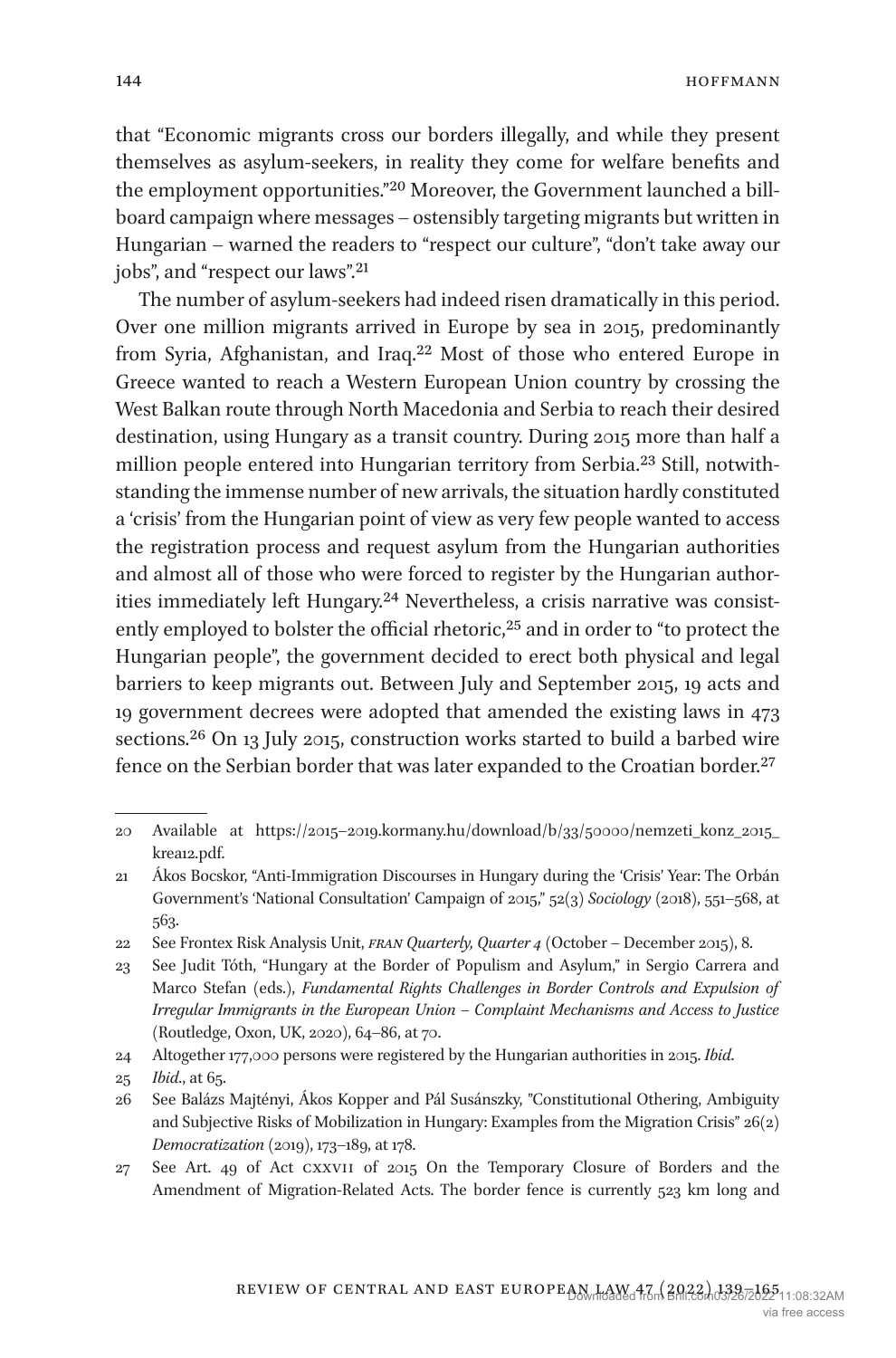that "Economic migrants cross our borders illegally, and while they present themselves as asylum-seekers, in reality they come for welfare benefits and the employment opportunities."[20] Moreover, the Government launched a billboard campaign where messages – ostensibly targeting migrants but written in Hungarian – warned the readers to "respect our culture", "don't take away our jobs", and "respect our laws".[21]

The number of asylum-seekers had indeed risen dramatically in this period. Over one million migrants arrived in Europe by sea in 2015, predominantly from Syria, Afghanistan, and Iraq.[22] Most of those who entered Europe in Greece wanted to reach a Western European Union country by crossing the West Balkan route through North Macedonia and Serbia to reach their desired destination, using Hungary as a transit country. During 2015 more than half a million people entered into Hungarian territory from Serbia.[23] Still, notwithstanding the immense number of new arrivals, the situation hardly constituted a 'crisis' from the Hungarian point of view as very few people wanted to access the registration process and request asylum from the Hungarian authorities and almost all of those who were forced to register by the Hungarian authorities immediately left Hungary.[24] Nevertheless, a crisis narrative was consistently employed to bolster the official rhetoric,[25] and in order to "to protect the Hungarian people", the government decided to erect both physical and legal barriers to keep migrants out. Between July and September 2015, 19 acts and 19 government decrees were adopted that amended the existing laws in 473 sections.[26] On 13 July 2015, construction works started to build a barbed wire fence on the Serbian border that was later expanded to the Croatian border.[27]

---

20 Available at https://2015–2019.kormany.hu/download/b/33/50000/nemzeti_konz_2015_krea12.pdf.

21 Ákos Bocskor, "Anti-Immigration Discourses in Hungary during the 'Crisis' Year: The Orbán Government's 'National Consultation' Campaign of 2015," 52(3) *Sociology* (2018), 551–568, at 563.

22 See Frontex Risk Analysis Unit, *FRAN Quarterly, Quarter 4* (October – December 2015), 8.

23 See Judit Tóth, "Hungary at the Border of Populism and Asylum," in Sergio Carrera and Marco Stefan (eds.), *Fundamental Rights Challenges in Border Controls and Expulsion of Irregular Immigrants in the European Union – Complaint Mechanisms and Access to Justice* (Routledge, Oxon, UK, 2020), 64–86, at 70.

24 Altogether 177,000 persons were registered by the Hungarian authorities in 2015. *Ibid.*

25 *Ibid.*, at 65.

26 See Balázs Majtényi, Ákos Kopper and Pál Susánszky, "Constitutional Othering, Ambiguity and Subjective Risks of Mobilization in Hungary: Examples from the Migration Crisis" 26(2) *Democratization* (2019), 173–189, at 178.

27 See Art. 49 of Act CXXVII of 2015 On the Temporary Closure of Borders and the Amendment of Migration-Related Acts. The border fence is currently 523 km long and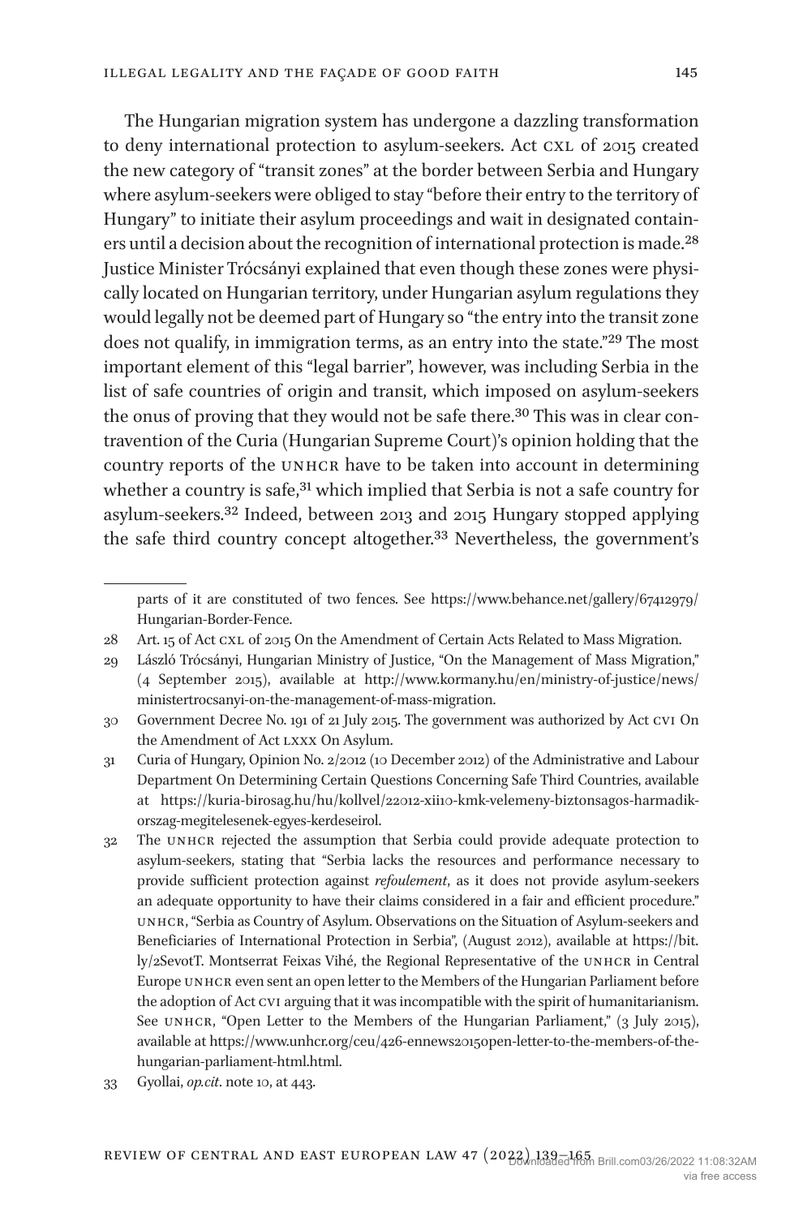The Hungarian migration system has undergone a dazzling transformation to deny international protection to asylum-seekers. Act CXL of 2015 created the new category of "transit zones" at the border between Serbia and Hungary where asylum-seekers were obliged to stay "before their entry to the territory of Hungary" to initiate their asylum proceedings and wait in designated containers until a decision about the recognition of international protection is made.[28] Justice Minister Trócsányi explained that even though these zones were physically located on Hungarian territory, under Hungarian asylum regulations they would legally not be deemed part of Hungary so "the entry into the transit zone does not qualify, in immigration terms, as an entry into the state."[29] The most important element of this "legal barrier", however, was including Serbia in the list of safe countries of origin and transit, which imposed on asylum-seekers the onus of proving that they would not be safe there.[30] This was in clear contravention of the Curia (Hungarian Supreme Court)'s opinion holding that the country reports of the UNHCR have to be taken into account in determining whether a country is safe,[31] which implied that Serbia is not a safe country for asylum-seekers.[32] Indeed, between 2013 and 2015 Hungary stopped applying the safe third country concept altogether.[33] Nevertheless, the government's

---

parts of it are constituted of two fences. See https://www.behance.net/gallery/67412979/Hungarian-Border-Fence.

28 Art. 15 of Act CXL of 2015 On the Amendment of Certain Acts Related to Mass Migration.

29 László Trócsányi, Hungarian Ministry of Justice, "On the Management of Mass Migration," (4 September 2015), available at http://www.kormany.hu/en/ministry-of-justice/news/ministertrocsanyi-on-the-management-of-mass-migration.

30 Government Decree No. 191 of 21 July 2015. The government was authorized by Act CVI On the Amendment of Act LXXX On Asylum.

31 Curia of Hungary, Opinion No. 2/2012 (10 December 2012) of the Administrative and Labour Department On Determining Certain Questions Concerning Safe Third Countries, available at https://kuria-birosag.hu/hu/kollvel/22012-xii10-kmk-velemeny-biztonsagos-harmadik-orszag-megitelesenek-egyes-kerdeseirol.

32 The UNHCR rejected the assumption that Serbia could provide adequate protection to asylum-seekers, stating that "Serbia lacks the resources and performance necessary to provide sufficient protection against *refoulement*, as it does not provide asylum-seekers an adequate opportunity to have their claims considered in a fair and efficient procedure." UNHCR, "Serbia as Country of Asylum. Observations on the Situation of Asylum-seekers and Beneficiaries of International Protection in Serbia", (August 2012), available at https://bit.ly/2SevotT. Montserrat Feixas Vihé, the Regional Representative of the UNHCR in Central Europe UNHCR even sent an open letter to the Members of the Hungarian Parliament before the adoption of Act CVI arguing that it was incompatible with the spirit of humanitarianism. See UNHCR, "Open Letter to the Members of the Hungarian Parliament," (3 July 2015), available at https://www.unhcr.org/ceu/426-ennews2015open-letter-to-the-members-of-the-hungarian-parliament-html.html.

33 Gyollai, *op.cit*. note 10, at 443.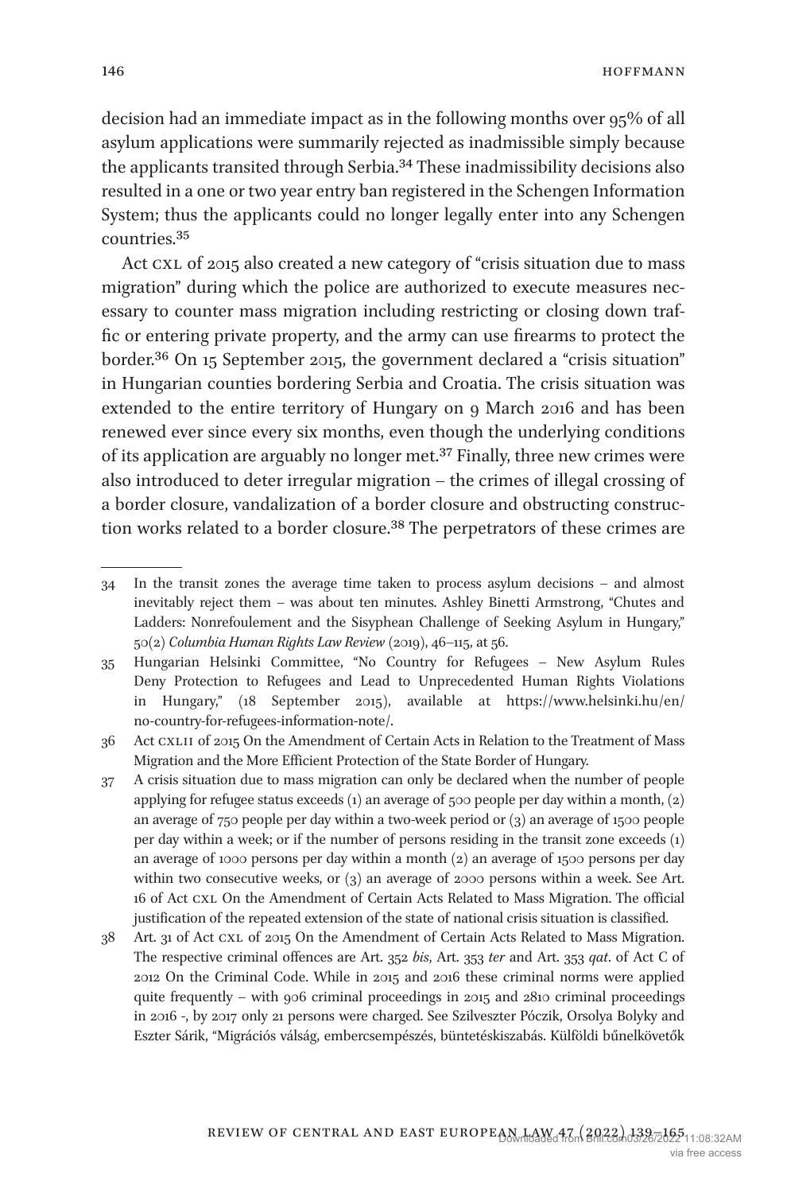decision had an immediate impact as in the following months over 95% of all asylum applications were summarily rejected as inadmissible simply because the applicants transited through Serbia.[34] These inadmissibility decisions also resulted in a one or two year entry ban registered in the Schengen Information System; thus the applicants could no longer legally enter into any Schengen countries.[35]

Act CXL of 2015 also created a new category of "crisis situation due to mass migration" during which the police are authorized to execute measures necessary to counter mass migration including restricting or closing down traffic or entering private property, and the army can use firearms to protect the border.[36] On 15 September 2015, the government declared a "crisis situation" in Hungarian counties bordering Serbia and Croatia. The crisis situation was extended to the entire territory of Hungary on 9 March 2016 and has been renewed ever since every six months, even though the underlying conditions of its application are arguably no longer met.[37] Finally, three new crimes were also introduced to deter irregular migration – the crimes of illegal crossing of a border closure, vandalization of a border closure and obstructing construction works related to a border closure.[38] The perpetrators of these crimes are

---

34 In the transit zones the average time taken to process asylum decisions – and almost inevitably reject them – was about ten minutes. Ashley Binetti Armstrong, "Chutes and Ladders: Nonrefoulement and the Sisyphean Challenge of Seeking Asylum in Hungary," 50(2) *Columbia Human Rights Law Review* (2019), 46–115, at 56.

35 Hungarian Helsinki Committee, "No Country for Refugees – New Asylum Rules Deny Protection to Refugees and Lead to Unprecedented Human Rights Violations in Hungary," (18 September 2015), available at https://www.helsinki.hu/en/no-country-for-refugees-information-note/.

36 Act CXLII of 2015 On the Amendment of Certain Acts in Relation to the Treatment of Mass Migration and the More Efficient Protection of the State Border of Hungary.

37 A crisis situation due to mass migration can only be declared when the number of people applying for refugee status exceeds (1) an average of 500 people per day within a month, (2) an average of 750 people per day within a two-week period or (3) an average of 1500 people per day within a week; or if the number of persons residing in the transit zone exceeds (1) an average of 1000 persons per day within a month (2) an average of 1500 persons per day within two consecutive weeks, or (3) an average of 2000 persons within a week. See Art. 16 of Act CXL On the Amendment of Certain Acts Related to Mass Migration. The official justification of the repeated extension of the state of national crisis situation is classified.

38 Art. 31 of Act CXL of 2015 On the Amendment of Certain Acts Related to Mass Migration. The respective criminal offences are Art. 352 *bis*, Art. 353 *ter* and Art. 353 *qat*. of Act C of 2012 On the Criminal Code. While in 2015 and 2016 these criminal norms were applied quite frequently – with 906 criminal proceedings in 2015 and 2810 criminal proceedings in 2016 -, by 2017 only 21 persons were charged. See Szilveszter Póczik, Orsolya Bolyky and Eszter Sárik, "Migrációs válság, embercsempészés, büntetéskiszabás. Külföldi bűnelkövetők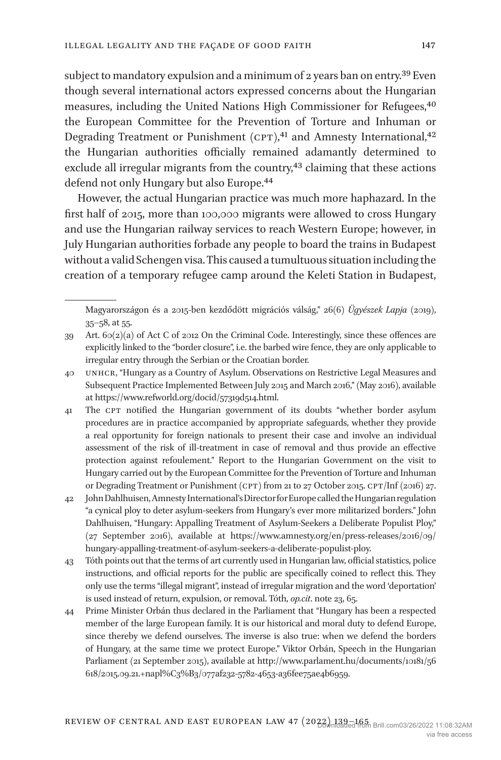subject to mandatory expulsion and a minimum of 2 years ban on entry.[39] Even though several international actors expressed concerns about the Hungarian measures, including the United Nations High Commissioner for Refugees,[40] the European Committee for the Prevention of Torture and Inhuman or Degrading Treatment or Punishment (CPT),[41] and Amnesty International,[42] the Hungarian authorities officially remained adamantly determined to exclude all irregular migrants from the country,[43] claiming that these actions defend not only Hungary but also Europe.[44]

However, the actual Hungarian practice was much more haphazard. In the first half of 2015, more than 100,000 migrants were allowed to cross Hungary and use the Hungarian railway services to reach Western Europe; however, in July Hungarian authorities forbade any people to board the trains in Budapest without a valid Schengen visa. This caused a tumultuous situation including the creation of a temporary refugee camp around the Keleti Station in Budapest,

---

Magyarországon és a 2015-ben kezdődött migrációs válság," 26(6) *Ügyészek Lapja* (2019), 35–58, at 55.

39 Art. 60(2)(a) of Act C of 2012 On the Criminal Code. Interestingly, since these offences are explicitly linked to the "border closure", i.e. the barbed wire fence, they are only applicable to irregular entry through the Serbian or the Croatian border.

40 UNHCR, "Hungary as a Country of Asylum. Observations on Restrictive Legal Measures and Subsequent Practice Implemented Between July 2015 and March 2016," (May 2016), available at https://www.refworld.org/docid/57319d514.html.

41 The CPT notified the Hungarian government of its doubts "whether border asylum procedures are in practice accompanied by appropriate safeguards, whether they provide a real opportunity for foreign nationals to present their case and involve an individual assessment of the risk of ill-treatment in case of removal and thus provide an effective protection against refoulement." Report to the Hungarian Government on the visit to Hungary carried out by the European Committee for the Prevention of Torture and Inhuman or Degrading Treatment or Punishment (CPT) from 21 to 27 October 2015. CPT/Inf (2016) 27.

42 John Dahlhuisen, Amnesty International's Director for Europe called the Hungarian regulation "a cynical ploy to deter asylum-seekers from Hungary's ever more militarized borders." John Dahlhuisen, "Hungary: Appalling Treatment of Asylum-Seekers a Deliberate Populist Ploy," (27 September 2016), available at https://www.amnesty.org/en/press-releases/2016/09/hungary-appalling-treatment-of-asylum-seekers-a-deliberate-populist-ploy.

43 Tóth points out that the terms of art currently used in Hungarian law, official statistics, police instructions, and official reports for the public are specifically coined to reflect this. They only use the terms "illegal migrant", instead of irregular migration and the word 'deportation' is used instead of return, expulsion, or removal. Tóth, *op.cit.* note 23, 65.

44 Prime Minister Orbán thus declared in the Parliament that "Hungary has been a respected member of the large European family. It is our historical and moral duty to defend Europe, since thereby we defend ourselves. The inverse is also true: when we defend the borders of Hungary, at the same time we protect Europe." Viktor Orbán, Speech in the Hungarian Parliament (21 September 2015), available at http://www.parlament.hu/documents/10181/56618/2015.09.21.+napl%C3%B3/077af232-5782-4653-a36fee75ae4b6959.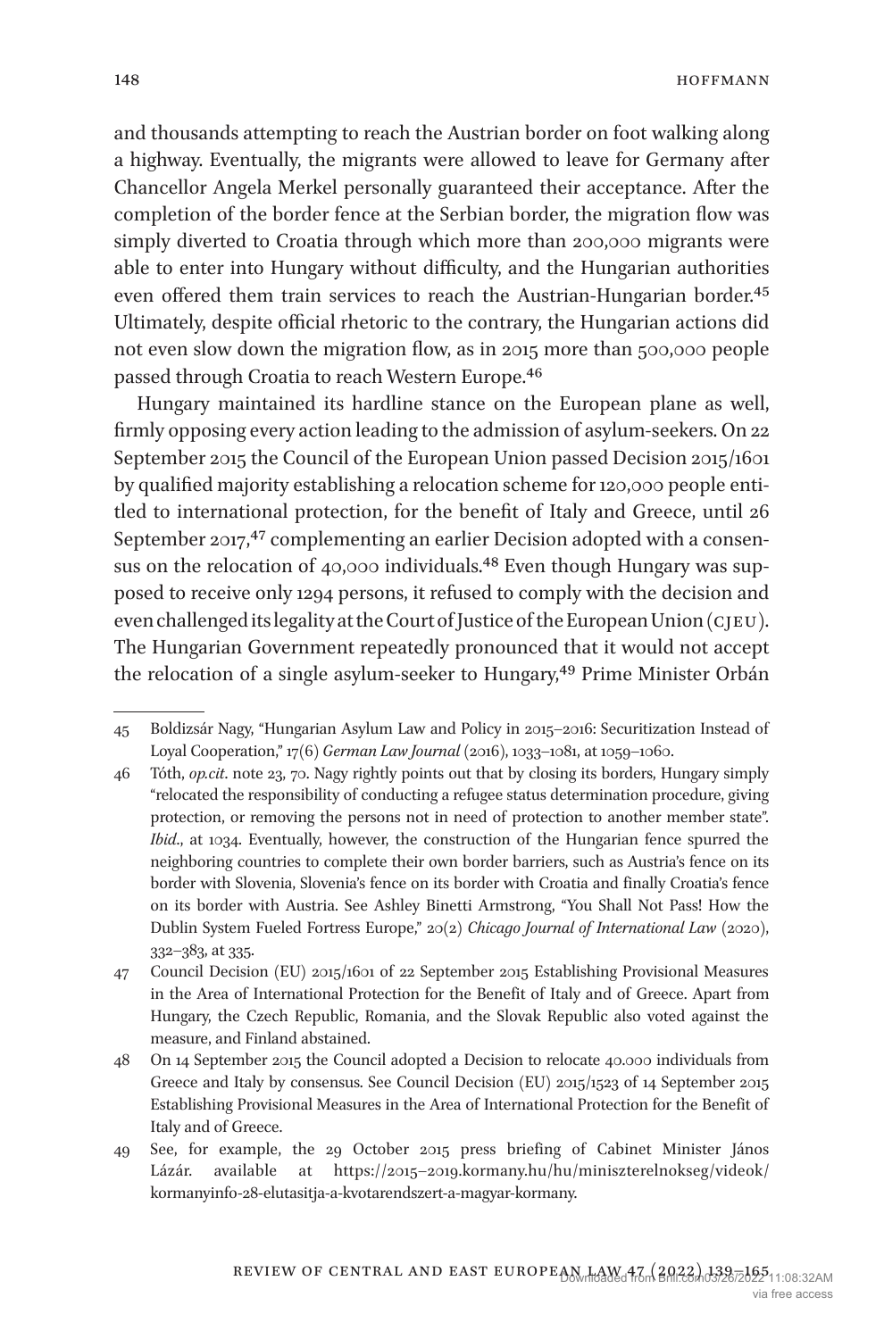and thousands attempting to reach the Austrian border on foot walking along a highway. Eventually, the migrants were allowed to leave for Germany after Chancellor Angela Merkel personally guaranteed their acceptance. After the completion of the border fence at the Serbian border, the migration flow was simply diverted to Croatia through which more than 200,000 migrants were able to enter into Hungary without difficulty, and the Hungarian authorities even offered them train services to reach the Austrian-Hungarian border.[45] Ultimately, despite official rhetoric to the contrary, the Hungarian actions did not even slow down the migration flow, as in 2015 more than 500,000 people passed through Croatia to reach Western Europe.[46]

Hungary maintained its hardline stance on the European plane as well, firmly opposing every action leading to the admission of asylum-seekers. On 22 September 2015 the Council of the European Union passed Decision 2015/1601 by qualified majority establishing a relocation scheme for 120,000 people entitled to international protection, for the benefit of Italy and Greece, until 26 September 2017,[47] complementing an earlier Decision adopted with a consensus on the relocation of 40,000 individuals.[48] Even though Hungary was supposed to receive only 1294 persons, it refused to comply with the decision and even challenged its legality at the Court of Justice of the European Union (CJEU). The Hungarian Government repeatedly pronounced that it would not accept the relocation of a single asylum-seeker to Hungary,[49] Prime Minister Orbán

---

45 Boldizsár Nagy, "Hungarian Asylum Law and Policy in 2015–2016: Securitization Instead of Loyal Cooperation," 17(6) *German Law Journal* (2016), 1033–1081, at 1059–1060.

46 Tóth, *op.cit*. note 23, 70. Nagy rightly points out that by closing its borders, Hungary simply "relocated the responsibility of conducting a refugee status determination procedure, giving protection, or removing the persons not in need of protection to another member state". *Ibid*., at 1034. Eventually, however, the construction of the Hungarian fence spurred the neighboring countries to complete their own border barriers, such as Austria's fence on its border with Slovenia, Slovenia's fence on its border with Croatia and finally Croatia's fence on its border with Austria. See Ashley Binetti Armstrong, "You Shall Not Pass! How the Dublin System Fueled Fortress Europe," 20(2) *Chicago Journal of International Law* (2020), 332–383, at 335.

47 Council Decision (EU) 2015/1601 of 22 September 2015 Establishing Provisional Measures in the Area of International Protection for the Benefit of Italy and of Greece. Apart from Hungary, the Czech Republic, Romania, and the Slovak Republic also voted against the measure, and Finland abstained.

48 On 14 September 2015 the Council adopted a Decision to relocate 40.000 individuals from Greece and Italy by consensus. See Council Decision (EU) 2015/1523 of 14 September 2015 Establishing Provisional Measures in the Area of International Protection for the Benefit of Italy and of Greece.

49 See, for example, the 29 October 2015 press briefing of Cabinet Minister János Lázár. available at https://2015–2019.kormany.hu/hu/miniszterelnokseg/videok/kormanyinfo-28-elutasitja-a-kvotarendszert-a-magyar-kormany.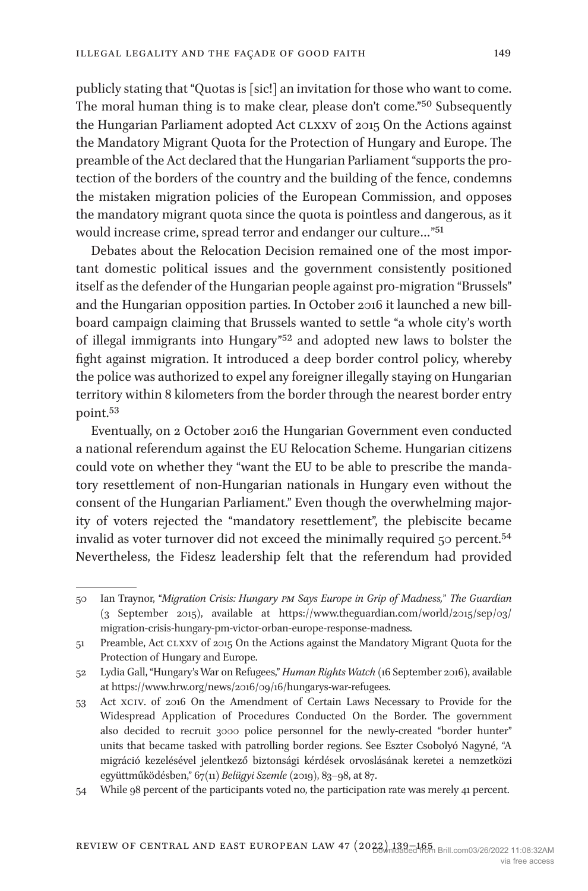publicly stating that "Quotas is [sic!] an invitation for those who want to come. The moral human thing is to make clear, please don't come."[50] Subsequently the Hungarian Parliament adopted Act CLXXV of 2015 On the Actions against the Mandatory Migrant Quota for the Protection of Hungary and Europe. The preamble of the Act declared that the Hungarian Parliament "supports the protection of the borders of the country and the building of the fence, condemns the mistaken migration policies of the European Commission, and opposes the mandatory migrant quota since the quota is pointless and dangerous, as it would increase crime, spread terror and endanger our culture…"[51]

Debates about the Relocation Decision remained one of the most important domestic political issues and the government consistently positioned itself as the defender of the Hungarian people against pro-migration "Brussels" and the Hungarian opposition parties. In October 2016 it launched a new billboard campaign claiming that Brussels wanted to settle "a whole city's worth of illegal immigrants into Hungary"[52] and adopted new laws to bolster the fight against migration. It introduced a deep border control policy, whereby the police was authorized to expel any foreigner illegally staying on Hungarian territory within 8 kilometers from the border through the nearest border entry point.[53]

Eventually, on 2 October 2016 the Hungarian Government even conducted a national referendum against the EU Relocation Scheme. Hungarian citizens could vote on whether they "want the EU to be able to prescribe the mandatory resettlement of non-Hungarian nationals in Hungary even without the consent of the Hungarian Parliament." Even though the overwhelming majority of voters rejected the "mandatory resettlement", the plebiscite became invalid as voter turnover did not exceed the minimally required 50 percent.[54] Nevertheless, the Fidesz leadership felt that the referendum had provided

---

50 Ian Traynor, "*Migration Crisis: Hungary PM Says Europe in Grip of Madness,*" *The Guardian* (3 September 2015), available at https://www.theguardian.com/world/2015/sep/03/migration-crisis-hungary-pm-victor-orban-europe-response-madness.

51 Preamble, Act CLXXV of 2015 On the Actions against the Mandatory Migrant Quota for the Protection of Hungary and Europe.

52 Lydia Gall, "Hungary's War on Refugees," *Human Rights Watch* (16 September 2016), available at https://www.hrw.org/news/2016/09/16/hungarys-war-refugees.

53 Act XCIV. of 2016 On the Amendment of Certain Laws Necessary to Provide for the Widespread Application of Procedures Conducted On the Border. The government also decided to recruit 3000 police personnel for the newly-created "border hunter" units that became tasked with patrolling border regions. See Eszter Csobolyó Nagyné, "A migráció kezelésével jelentkező biztonsági kérdések orvoslásának keretei a nemzetközi együttműködésben," 67(11) *Belügyi Szemle* (2019), 83–98, at 87.

54 While 98 percent of the participants voted no, the participation rate was merely 41 percent.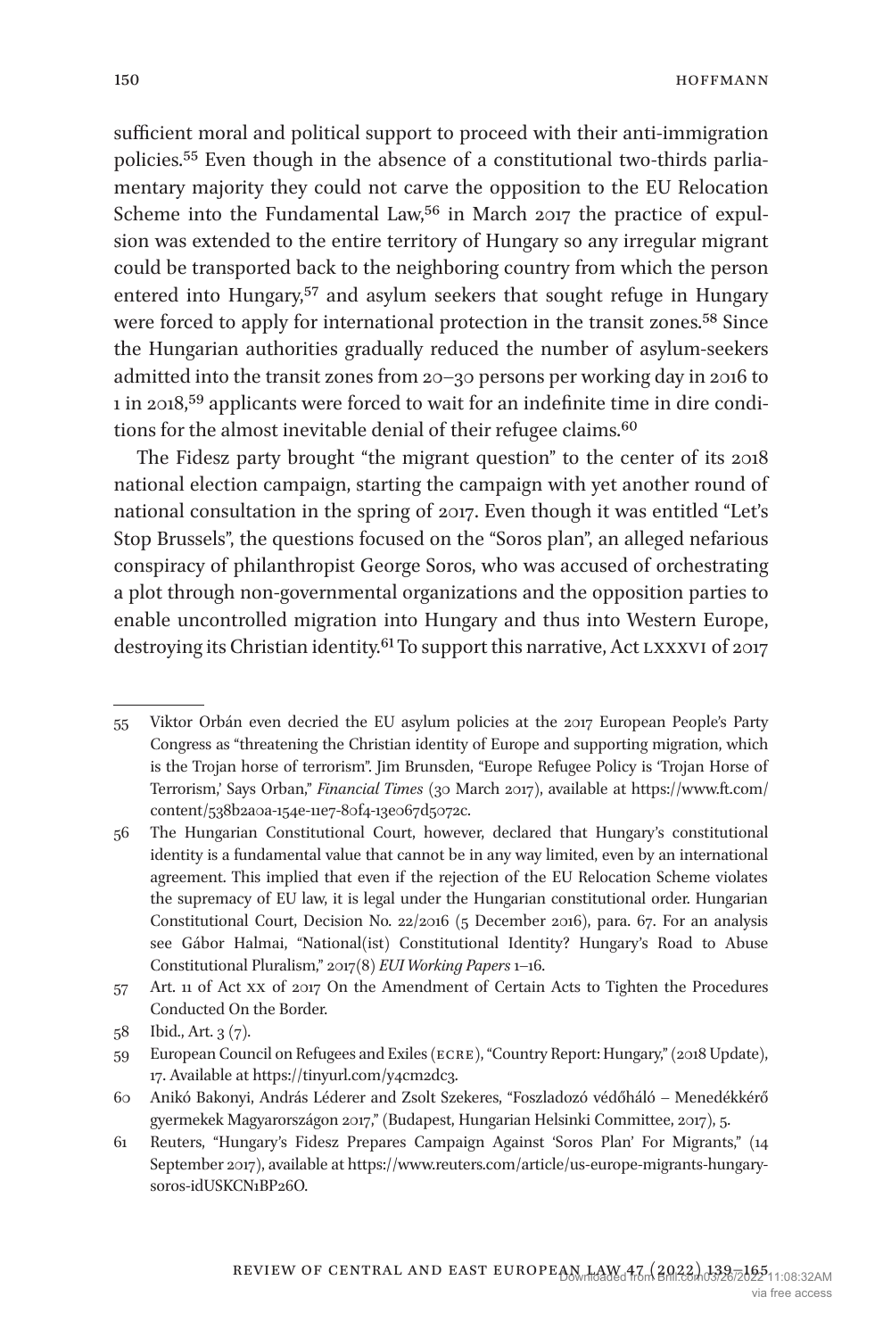sufficient moral and political support to proceed with their anti-immigration policies.[55] Even though in the absence of a constitutional two-thirds parliamentary majority they could not carve the opposition to the EU Relocation Scheme into the Fundamental Law,[56] in March 2017 the practice of expulsion was extended to the entire territory of Hungary so any irregular migrant could be transported back to the neighboring country from which the person entered into Hungary,[57] and asylum seekers that sought refuge in Hungary were forced to apply for international protection in the transit zones.[58] Since the Hungarian authorities gradually reduced the number of asylum-seekers admitted into the transit zones from 20–30 persons per working day in 2016 to 1 in 2018,[59] applicants were forced to wait for an indefinite time in dire conditions for the almost inevitable denial of their refugee claims.[60]

The Fidesz party brought "the migrant question" to the center of its 2018 national election campaign, starting the campaign with yet another round of national consultation in the spring of 2017. Even though it was entitled "Let's Stop Brussels", the questions focused on the "Soros plan", an alleged nefarious conspiracy of philanthropist George Soros, who was accused of orchestrating a plot through non-governmental organizations and the opposition parties to enable uncontrolled migration into Hungary and thus into Western Europe, destroying its Christian identity.[61] To support this narrative, Act LXXXVI of 2017

---

55 Viktor Orbán even decried the EU asylum policies at the 2017 European People's Party Congress as "threatening the Christian identity of Europe and supporting migration, which is the Trojan horse of terrorism". Jim Brunsden, "Europe Refugee Policy is 'Trojan Horse of Terrorism,' Says Orban," *Financial Times* (30 March 2017), available at https://www.ft.com/content/538b2a0a-154e-11e7-80f4-13e067d5072c.

56 The Hungarian Constitutional Court, however, declared that Hungary's constitutional identity is a fundamental value that cannot be in any way limited, even by an international agreement. This implied that even if the rejection of the EU Relocation Scheme violates the supremacy of EU law, it is legal under the Hungarian constitutional order. Hungarian Constitutional Court, Decision No. 22/2016 (5 December 2016), para. 67. For an analysis see Gábor Halmai, "National(ist) Constitutional Identity? Hungary's Road to Abuse Constitutional Pluralism," 2017(8) *EUI Working Papers* 1–16.

57 Art. 11 of Act XX of 2017 On the Amendment of Certain Acts to Tighten the Procedures Conducted On the Border.

58 Ibid., Art. 3 (7).

59 European Council on Refugees and Exiles (ECRE), "Country Report: Hungary," (2018 Update), 17. Available at https://tinyurl.com/y4cm2dc3.

60 Anikó Bakonyi, András Léderer and Zsolt Szekeres, "Foszladozó védőháló – Menedékkérő gyermekek Magyarországon 2017," (Budapest, Hungarian Helsinki Committee, 2017), 5.

61 Reuters, "Hungary's Fidesz Prepares Campaign Against 'Soros Plan' For Migrants," (14 September 2017), available at https://www.reuters.com/article/us-europe-migrants-hungary-soros-idUSKCN1BP26O.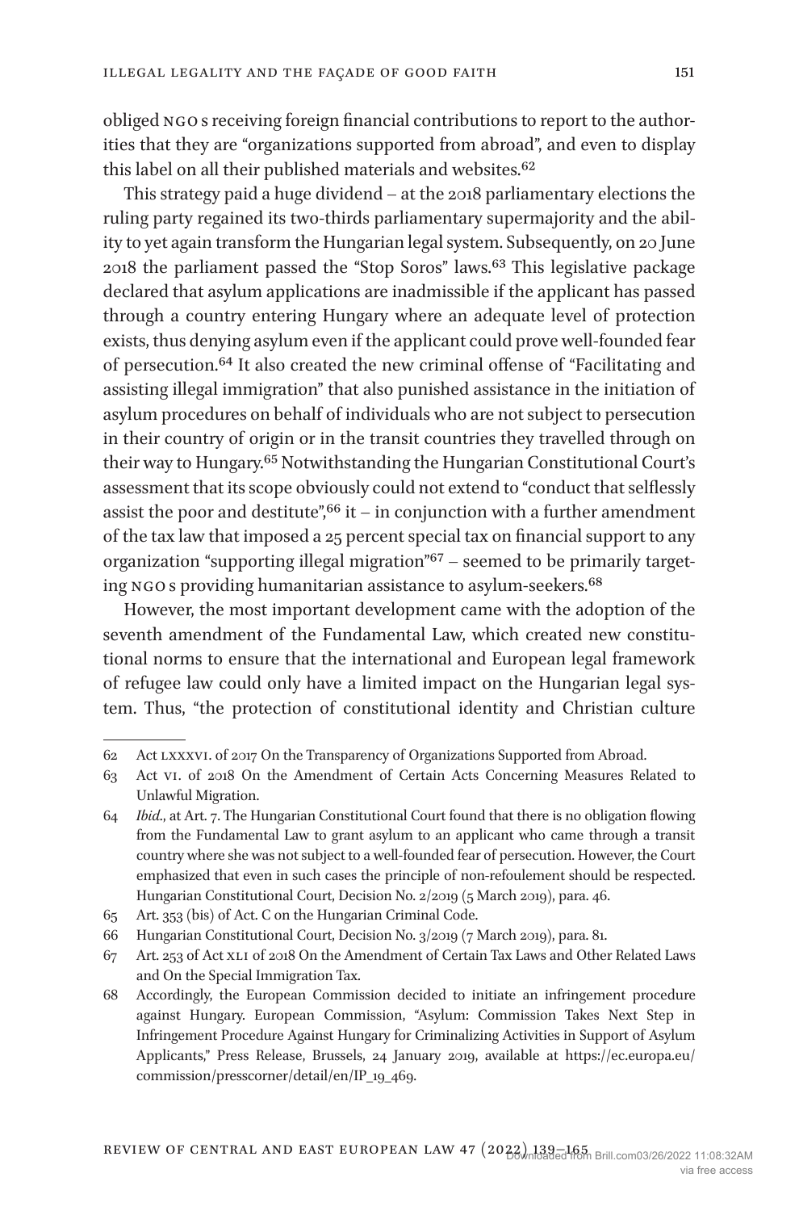obliged NGOs receiving foreign financial contributions to report to the authorities that they are "organizations supported from abroad", and even to display this label on all their published materials and websites.[62]

This strategy paid a huge dividend – at the 2018 parliamentary elections the ruling party regained its two-thirds parliamentary supermajority and the ability to yet again transform the Hungarian legal system. Subsequently, on 20 June 2018 the parliament passed the "Stop Soros" laws.[63] This legislative package declared that asylum applications are inadmissible if the applicant has passed through a country entering Hungary where an adequate level of protection exists, thus denying asylum even if the applicant could prove well-founded fear of persecution.[64] It also created the new criminal offense of "Facilitating and assisting illegal immigration" that also punished assistance in the initiation of asylum procedures on behalf of individuals who are not subject to persecution in their country of origin or in the transit countries they travelled through on their way to Hungary.[65] Notwithstanding the Hungarian Constitutional Court's assessment that its scope obviously could not extend to "conduct that selflessly assist the poor and destitute",[66] it – in conjunction with a further amendment of the tax law that imposed a 25 percent special tax on financial support to any organization "supporting illegal migration"[67] – seemed to be primarily targeting NGOs providing humanitarian assistance to asylum-seekers.[68]

However, the most important development came with the adoption of the seventh amendment of the Fundamental Law, which created new constitutional norms to ensure that the international and European legal framework of refugee law could only have a limited impact on the Hungarian legal system. Thus, "the protection of constitutional identity and Christian culture

---

62 Act LXXXVI. of 2017 On the Transparency of Organizations Supported from Abroad.

63 Act VI. of 2018 On the Amendment of Certain Acts Concerning Measures Related to Unlawful Migration.

64 *Ibid.*, at Art. 7. The Hungarian Constitutional Court found that there is no obligation flowing from the Fundamental Law to grant asylum to an applicant who came through a transit country where she was not subject to a well-founded fear of persecution. However, the Court emphasized that even in such cases the principle of non-refoulement should be respected. Hungarian Constitutional Court, Decision No. 2/2019 (5 March 2019), para. 46.

65 Art. 353 (bis) of Act. C on the Hungarian Criminal Code.

66 Hungarian Constitutional Court, Decision No. 3/2019 (7 March 2019), para. 81.

67 Art. 253 of Act XLI of 2018 On the Amendment of Certain Tax Laws and Other Related Laws and On the Special Immigration Tax.

68 Accordingly, the European Commission decided to initiate an infringement procedure against Hungary. European Commission, "Asylum: Commission Takes Next Step in Infringement Procedure Against Hungary for Criminalizing Activities in Support of Asylum Applicants," Press Release, Brussels, 24 January 2019, available at https://ec.europa.eu/commission/presscorner/detail/en/IP_19_469.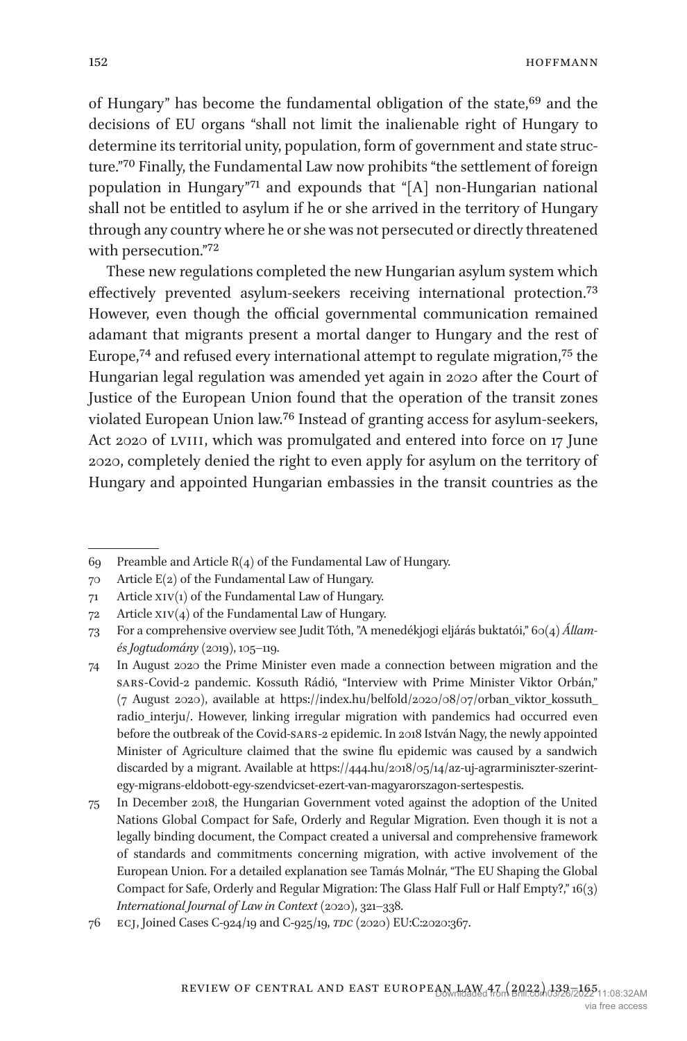of Hungary" has become the fundamental obligation of the state,[69] and the decisions of EU organs "shall not limit the inalienable right of Hungary to determine its territorial unity, population, form of government and state structure."[70] Finally, the Fundamental Law now prohibits "the settlement of foreign population in Hungary"[71] and expounds that "[A] non-Hungarian national shall not be entitled to asylum if he or she arrived in the territory of Hungary through any country where he or she was not persecuted or directly threatened with persecution."[72]

These new regulations completed the new Hungarian asylum system which effectively prevented asylum-seekers receiving international protection.[73] However, even though the official governmental communication remained adamant that migrants present a mortal danger to Hungary and the rest of Europe,[74] and refused every international attempt to regulate migration,[75] the Hungarian legal regulation was amended yet again in 2020 after the Court of Justice of the European Union found that the operation of the transit zones violated European Union law.[76] Instead of granting access for asylum-seekers, Act 2020 of LVIII, which was promulgated and entered into force on 17 June 2020, completely denied the right to even apply for asylum on the territory of Hungary and appointed Hungarian embassies in the transit countries as the

---

69 Preamble and Article R(4) of the Fundamental Law of Hungary.

70 Article E(2) of the Fundamental Law of Hungary.

71 Article XIV(1) of the Fundamental Law of Hungary.

72 Article XIV(4) of the Fundamental Law of Hungary.

73 For a comprehensive overview see Judit Tóth, "A menedékjogi eljárás buktatói," 60(4) *Állam- és Jogtudomány* (2019), 105–119.

74 In August 2020 the Prime Minister even made a connection between migration and the SARS-Covid-2 pandemic. Kossuth Rádió, "Interview with Prime Minister Viktor Orbán," (7 August 2020), available at https://index.hu/belfold/2020/08/07/orban_viktor_kossuth_radio_interju/. However, linking irregular migration with pandemics had occurred even before the outbreak of the Covid-SARS-2 epidemic. In 2018 István Nagy, the newly appointed Minister of Agriculture claimed that the swine flu epidemic was caused by a sandwich discarded by a migrant. Available at https://444.hu/2018/05/14/az-uj-agrarminiszter-szerint-egy-migrans-eldobott-egy-szendvicset-ezert-van-magyarorszagon-sertespestis.

75 In December 2018, the Hungarian Government voted against the adoption of the United Nations Global Compact for Safe, Orderly and Regular Migration. Even though it is not a legally binding document, the Compact created a universal and comprehensive framework of standards and commitments concerning migration, with active involvement of the European Union. For a detailed explanation see Tamás Molnár, "The EU Shaping the Global Compact for Safe, Orderly and Regular Migration: The Glass Half Full or Half Empty?," 16(3) *International Journal of Law in Context* (2020), 321–338.

76 ECJ, Joined Cases C-924/19 and C-925/19, *TDC* (2020) EU:C:2020:367.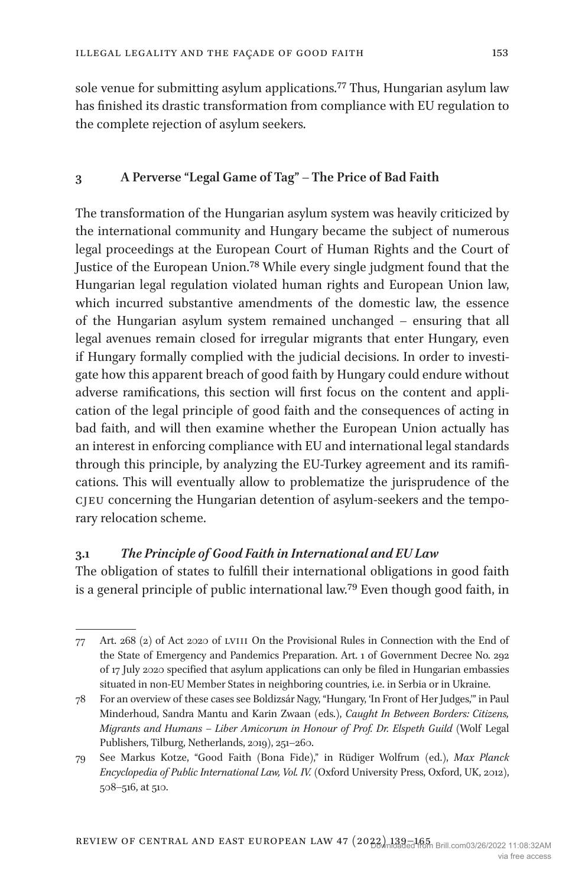sole venue for submitting asylum applications.[77] Thus, Hungarian asylum law has finished its drastic transformation from compliance with EU regulation to the complete rejection of asylum seekers.

## 3 A Perverse "Legal Game of Tag" – The Price of Bad Faith

The transformation of the Hungarian asylum system was heavily criticized by the international community and Hungary became the subject of numerous legal proceedings at the European Court of Human Rights and the Court of Justice of the European Union.[78] While every single judgment found that the Hungarian legal regulation violated human rights and European Union law, which incurred substantive amendments of the domestic law, the essence of the Hungarian asylum system remained unchanged – ensuring that all legal avenues remain closed for irregular migrants that enter Hungary, even if Hungary formally complied with the judicial decisions. In order to investigate how this apparent breach of good faith by Hungary could endure without adverse ramifications, this section will first focus on the content and application of the legal principle of good faith and the consequences of acting in bad faith, and will then examine whether the European Union actually has an interest in enforcing compliance with EU and international legal standards through this principle, by analyzing the EU-Turkey agreement and its ramifications. This will eventually allow to problematize the jurisprudence of the CJEU concerning the Hungarian detention of asylum-seekers and the temporary relocation scheme.

### 3.1 *The Principle of Good Faith in International and EU Law*

The obligation of states to fulfill their international obligations in good faith is a general principle of public international law.[79] Even though good faith, in

---

77 Art. 268 (2) of Act 2020 of LVIII On the Provisional Rules in Connection with the End of the State of Emergency and Pandemics Preparation. Art. 1 of Government Decree No. 292 of 17 July 2020 specified that asylum applications can only be filed in Hungarian embassies situated in non-EU Member States in neighboring countries, i.e. in Serbia or in Ukraine.

78 For an overview of these cases see Boldizsár Nagy, "Hungary, 'In Front of Her Judges,'" in Paul Minderhoud, Sandra Mantu and Karin Zwaan (eds.), *Caught In Between Borders: Citizens, Migrants and Humans – Liber Amicorum in Honour of Prof. Dr. Elspeth Guild* (Wolf Legal Publishers, Tilburg, Netherlands, 2019), 251–260.

79 See Markus Kotze, "Good Faith (Bona Fide)," in Rüdiger Wolfrum (ed.), *Max Planck Encyclopedia of Public International Law, Vol. IV.* (Oxford University Press, Oxford, UK, 2012), 508–516, at 510.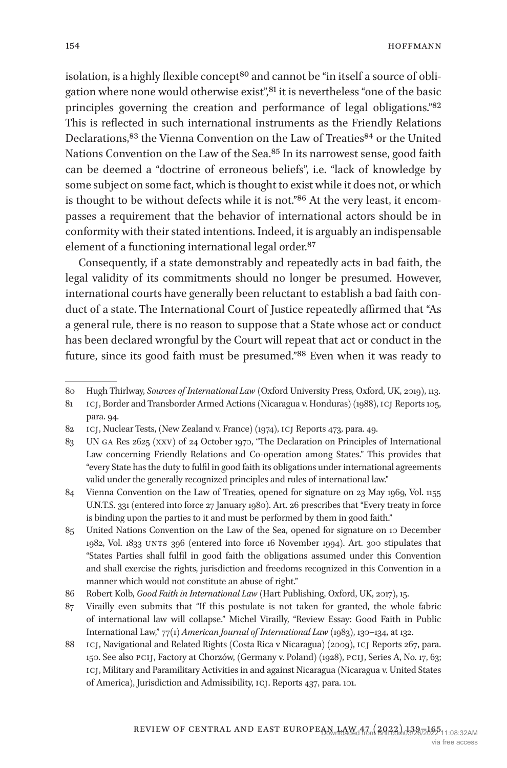isolation, is a highly flexible concept[80] and cannot be "in itself a source of obligation where none would otherwise exist",[81] it is nevertheless "one of the basic principles governing the creation and performance of legal obligations."[82] This is reflected in such international instruments as the Friendly Relations Declarations,[83] the Vienna Convention on the Law of Treaties[84] or the United Nations Convention on the Law of the Sea.[85] In its narrowest sense, good faith can be deemed a "doctrine of erroneous beliefs", i.e. "lack of knowledge by some subject on some fact, which is thought to exist while it does not, or which is thought to be without defects while it is not."[86] At the very least, it encompasses a requirement that the behavior of international actors should be in conformity with their stated intentions. Indeed, it is arguably an indispensable element of a functioning international legal order.[87]

Consequently, if a state demonstrably and repeatedly acts in bad faith, the legal validity of its commitments should no longer be presumed. However, international courts have generally been reluctant to establish a bad faith conduct of a state. The International Court of Justice repeatedly affirmed that "As a general rule, there is no reason to suppose that a State whose act or conduct has been declared wrongful by the Court will repeat that act or conduct in the future, since its good faith must be presumed."[88] Even when it was ready to

---

80 Hugh Thirlway, *Sources of International Law* (Oxford University Press, Oxford, UK, 2019), 113.

81 ICJ, Border and Transborder Armed Actions (Nicaragua v. Honduras) (1988), ICJ Reports 105, para. 94.

82 ICJ, Nuclear Tests, (New Zealand v. France) (1974), ICJ Reports 473, para. 49.

83 UN GA Res 2625 (XXV) of 24 October 1970, "The Declaration on Principles of International Law concerning Friendly Relations and Co-operation among States." This provides that "every State has the duty to fulfil in good faith its obligations under international agreements valid under the generally recognized principles and rules of international law."

84 Vienna Convention on the Law of Treaties, opened for signature on 23 May 1969, Vol. 1155 U.N.T.S. 331 (entered into force 27 January 1980). Art. 26 prescribes that "Every treaty in force is binding upon the parties to it and must be performed by them in good faith."

85 United Nations Convention on the Law of the Sea, opened for signature on 10 December 1982, Vol. 1833 UNTS 396 (entered into force 16 November 1994). Art. 300 stipulates that "States Parties shall fulfil in good faith the obligations assumed under this Convention and shall exercise the rights, jurisdiction and freedoms recognized in this Convention in a manner which would not constitute an abuse of right."

86 Robert Kolb, *Good Faith in International Law* (Hart Publishing, Oxford, UK, 2017), 15.

87 Virailly even submits that "If this postulate is not taken for granted, the whole fabric of international law will collapse." Michel Virailly, "Review Essay: Good Faith in Public International Law," 77(1) *American Journal of International Law* (1983), 130–134, at 132.

88 ICJ, Navigational and Related Rights (Costa Rica v Nicaragua) (2009), ICJ Reports 267, para. 150. See also PCIJ, Factory at Chorzów, (Germany v. Poland) (1928), PCIJ, Series A, No. 17, 63; ICJ, Military and Paramilitary Activities in and against Nicaragua (Nicaragua v. United States of America), Jurisdiction and Admissibility, ICJ. Reports 437, para. 101.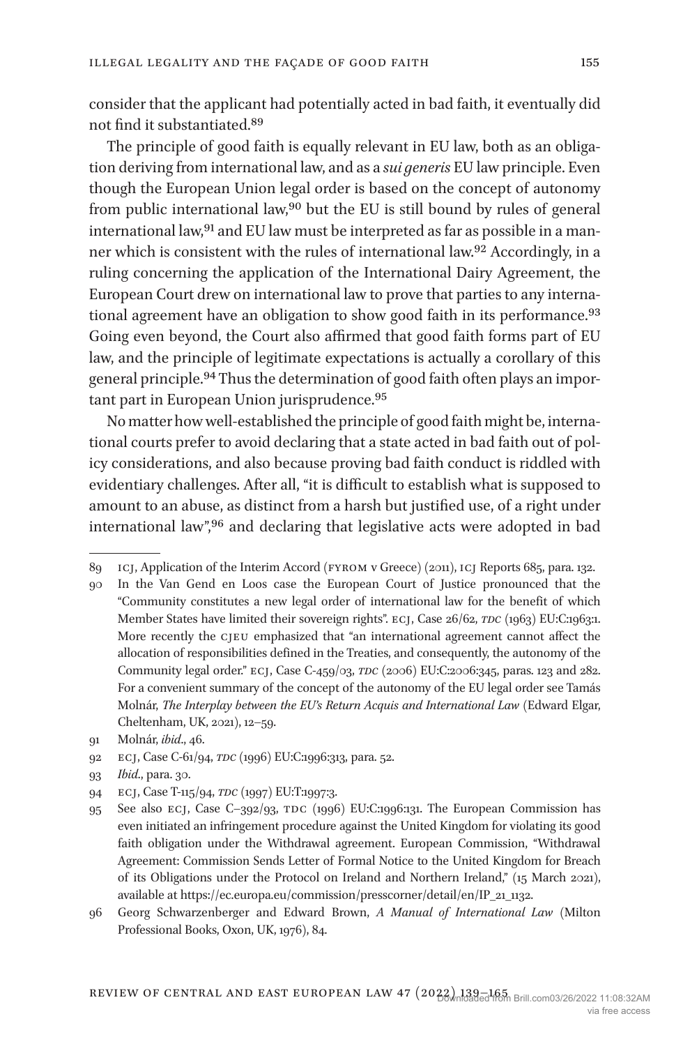consider that the applicant had potentially acted in bad faith, it eventually did not find it substantiated.[89]

The principle of good faith is equally relevant in EU law, both as an obligation deriving from international law, and as a *sui generis* EU law principle. Even though the European Union legal order is based on the concept of autonomy from public international law,[90] but the EU is still bound by rules of general international law,[91] and EU law must be interpreted as far as possible in a manner which is consistent with the rules of international law.[92] Accordingly, in a ruling concerning the application of the International Dairy Agreement, the European Court drew on international law to prove that parties to any international agreement have an obligation to show good faith in its performance.[93] Going even beyond, the Court also affirmed that good faith forms part of EU law, and the principle of legitimate expectations is actually a corollary of this general principle.[94] Thus the determination of good faith often plays an important part in European Union jurisprudence.[95]

No matter how well-established the principle of good faith might be, international courts prefer to avoid declaring that a state acted in bad faith out of policy considerations, and also because proving bad faith conduct is riddled with evidentiary challenges. After all, "it is difficult to establish what is supposed to amount to an abuse, as distinct from a harsh but justified use, of a right under international law",[96] and declaring that legislative acts were adopted in bad

---

89 ICJ, Application of the Interim Accord (FYROM v Greece) (2011), ICJ Reports 685, para. 132.

90 In the Van Gend en Loos case the European Court of Justice pronounced that the "Community constitutes a new legal order of international law for the benefit of which Member States have limited their sovereign rights". ECJ, Case 26/62, *TDC* (1963) EU:C:1963:1. More recently the CJEU emphasized that "an international agreement cannot affect the allocation of responsibilities defined in the Treaties, and consequently, the autonomy of the Community legal order." ECJ, Case C-459/03, *TDC* (2006) EU:C:2006:345, paras. 123 and 282. For a convenient summary of the concept of the autonomy of the EU legal order see Tamás Molnár, *The Interplay between the EU's Return Acquis and International Law* (Edward Elgar, Cheltenham, UK, 2021), 12–59.

91 Molnár, *ibid*., 46.

92 ECJ, Case C-61/94, *TDC* (1996) EU:C:1996:313, para. 52.

93 *Ibid*., para. 30.

94 ECJ, Case T-115/94, *TDC* (1997) EU:T:1997:3.

95 See also ECJ, Case C–392/93, TDC (1996) EU:C:1996:131. The European Commission has even initiated an infringement procedure against the United Kingdom for violating its good faith obligation under the Withdrawal agreement. European Commission, "Withdrawal Agreement: Commission Sends Letter of Formal Notice to the United Kingdom for Breach of its Obligations under the Protocol on Ireland and Northern Ireland," (15 March 2021), available at https://ec.europa.eu/commission/presscorner/detail/en/IP_21_1132.

96 Georg Schwarzenberger and Edward Brown, *A Manual of International Law* (Milton Professional Books, Oxon, UK, 1976), 84.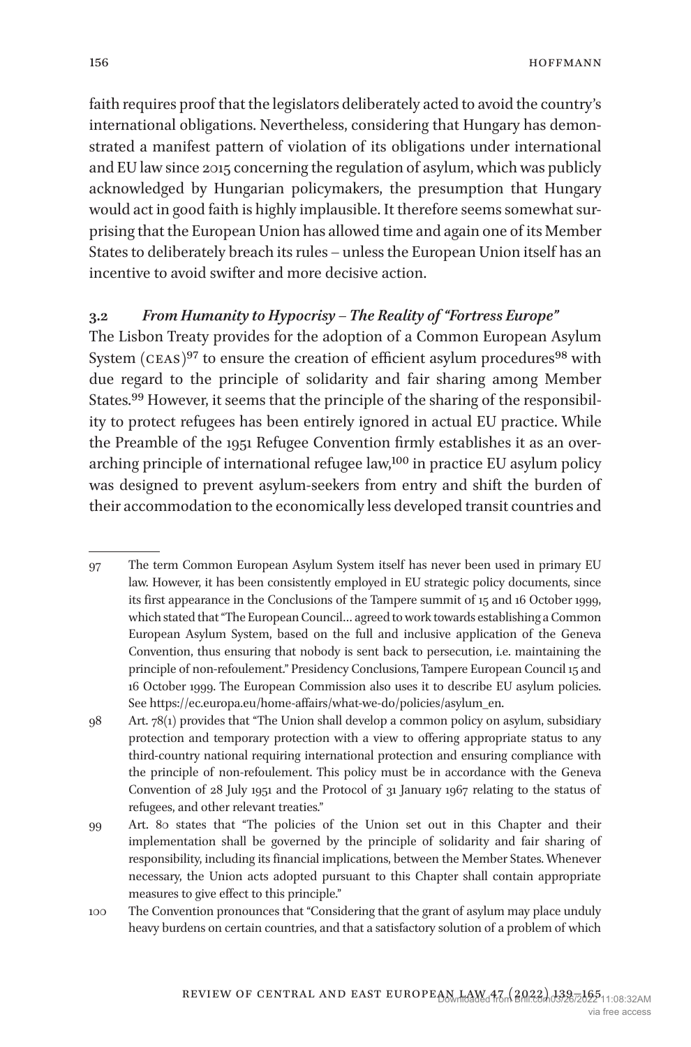faith requires proof that the legislators deliberately acted to avoid the country's international obligations. Nevertheless, considering that Hungary has demonstrated a manifest pattern of violation of its obligations under international and EU law since 2015 concerning the regulation of asylum, which was publicly acknowledged by Hungarian policymakers, the presumption that Hungary would act in good faith is highly implausible. It therefore seems somewhat surprising that the European Union has allowed time and again one of its Member States to deliberately breach its rules – unless the European Union itself has an incentive to avoid swifter and more decisive action.

### 3.2 *From Humanity to Hypocrisy – The Reality of "Fortress Europe"*

The Lisbon Treaty provides for the adoption of a Common European Asylum System (CEAS)[97] to ensure the creation of efficient asylum procedures[98] with due regard to the principle of solidarity and fair sharing among Member States.[99] However, it seems that the principle of the sharing of the responsibility to protect refugees has been entirely ignored in actual EU practice. While the Preamble of the 1951 Refugee Convention firmly establishes it as an overarching principle of international refugee law,[100] in practice EU asylum policy was designed to prevent asylum-seekers from entry and shift the burden of their accommodation to the economically less developed transit countries and

---

97 The term Common European Asylum System itself has never been used in primary EU law. However, it has been consistently employed in EU strategic policy documents, since its first appearance in the Conclusions of the Tampere summit of 15 and 16 October 1999, which stated that "The European Council… agreed to work towards establishing a Common European Asylum System, based on the full and inclusive application of the Geneva Convention, thus ensuring that nobody is sent back to persecution, i.e. maintaining the principle of non-refoulement." Presidency Conclusions, Tampere European Council 15 and 16 October 1999. The European Commission also uses it to describe EU asylum policies. See https://ec.europa.eu/home-affairs/what-we-do/policies/asylum_en.

98 Art. 78(1) provides that "The Union shall develop a common policy on asylum, subsidiary protection and temporary protection with a view to offering appropriate status to any third-country national requiring international protection and ensuring compliance with the principle of non-refoulement. This policy must be in accordance with the Geneva Convention of 28 July 1951 and the Protocol of 31 January 1967 relating to the status of refugees, and other relevant treaties."

99 Art. 80 states that "The policies of the Union set out in this Chapter and their implementation shall be governed by the principle of solidarity and fair sharing of responsibility, including its financial implications, between the Member States. Whenever necessary, the Union acts adopted pursuant to this Chapter shall contain appropriate measures to give effect to this principle."

100 The Convention pronounces that "Considering that the grant of asylum may place unduly heavy burdens on certain countries, and that a satisfactory solution of a problem of which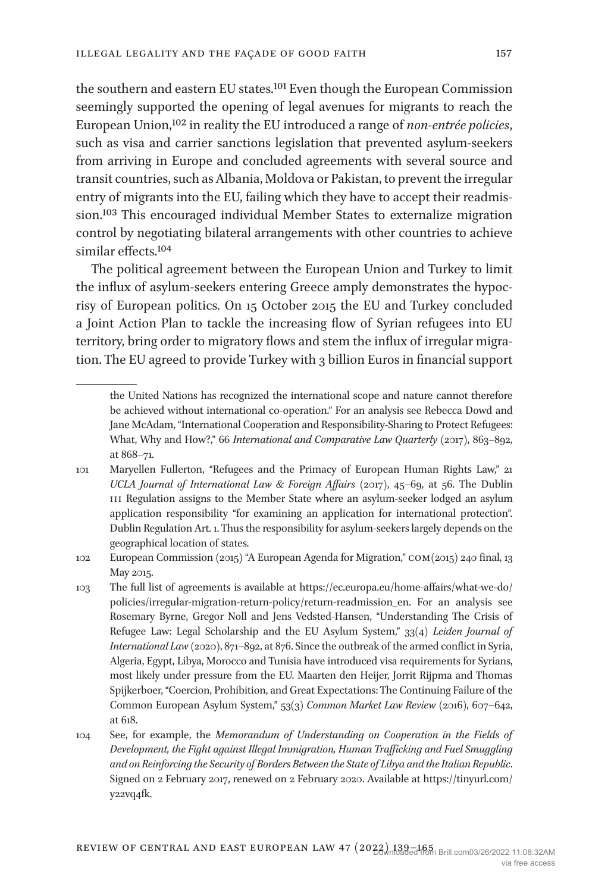the southern and eastern EU states.[101] Even though the European Commission seemingly supported the opening of legal avenues for migrants to reach the European Union,[102] in reality the EU introduced a range of *non-entrée policies*, such as visa and carrier sanctions legislation that prevented asylum-seekers from arriving in Europe and concluded agreements with several source and transit countries, such as Albania, Moldova or Pakistan, to prevent the irregular entry of migrants into the EU, failing which they have to accept their readmission.[103] This encouraged individual Member States to externalize migration control by negotiating bilateral arrangements with other countries to achieve similar effects.[104]

The political agreement between the European Union and Turkey to limit the influx of asylum-seekers entering Greece amply demonstrates the hypocrisy of European politics. On 15 October 2015 the EU and Turkey concluded a Joint Action Plan to tackle the increasing flow of Syrian refugees into EU territory, bring order to migratory flows and stem the influx of irregular migration. The EU agreed to provide Turkey with 3 billion Euros in financial support

---

the United Nations has recognized the international scope and nature cannot therefore be achieved without international co-operation." For an analysis see Rebecca Dowd and Jane McAdam, "International Cooperation and Responsibility-Sharing to Protect Refugees: What, Why and How?," 66 *International and Comparative Law Quarterly* (2017), 863–892, at 868–71.

101 Maryellen Fullerton, "Refugees and the Primacy of European Human Rights Law," 21 *UCLA Journal of International Law & Foreign Affairs* (2017), 45–69, at 56. The Dublin III Regulation assigns to the Member State where an asylum-seeker lodged an asylum application responsibility "for examining an application for international protection". Dublin Regulation Art. 1. Thus the responsibility for asylum-seekers largely depends on the geographical location of states.

102 European Commission (2015) "A European Agenda for Migration," COM(2015) 240 final, 13 May 2015.

103 The full list of agreements is available at https://ec.europa.eu/home-affairs/what-we-do/policies/irregular-migration-return-policy/return-readmission_en. For an analysis see Rosemary Byrne, Gregor Noll and Jens Vedsted-Hansen, "Understanding The Crisis of Refugee Law: Legal Scholarship and the EU Asylum System," 33(4) *Leiden Journal of International Law* (2020), 871–892, at 876. Since the outbreak of the armed conflict in Syria, Algeria, Egypt, Libya, Morocco and Tunisia have introduced visa requirements for Syrians, most likely under pressure from the EU. Maarten den Heijer, Jorrit Rijpma and Thomas Spijkerboer, "Coercion, Prohibition, and Great Expectations: The Continuing Failure of the Common European Asylum System," 53(3) *Common Market Law Review* (2016), 607–642, at 618.

104 See, for example, the *Memorandum of Understanding on Cooperation in the Fields of Development, the Fight against Illegal Immigration, Human Trafficking and Fuel Smuggling and on Reinforcing the Security of Borders Between the State of Libya and the Italian Republic*. Signed on 2 February 2017, renewed on 2 February 2020. Available at https://tinyurl.com/y22vq4fk.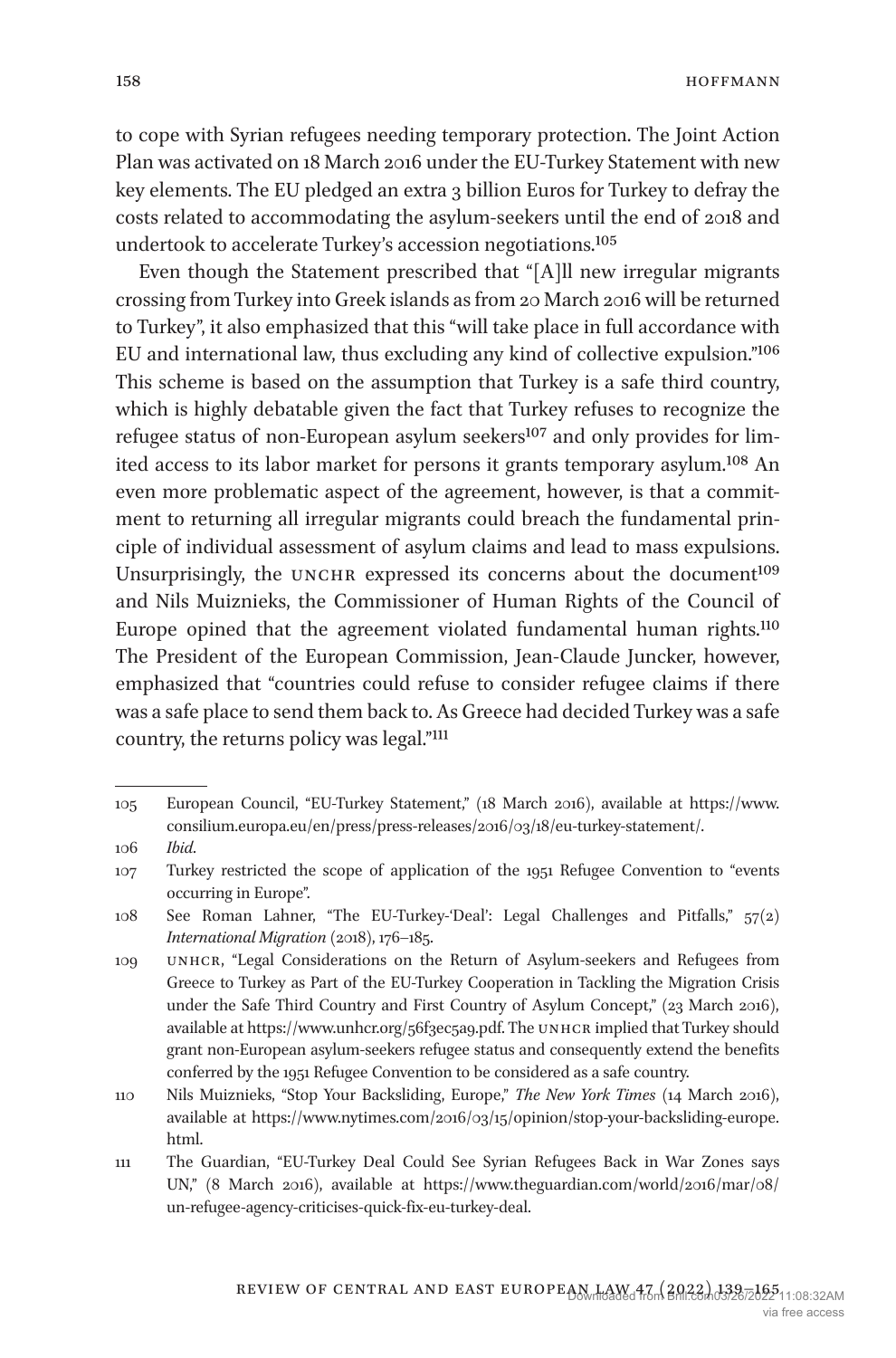to cope with Syrian refugees needing temporary protection. The Joint Action Plan was activated on 18 March 2016 under the EU-Turkey Statement with new key elements. The EU pledged an extra 3 billion Euros for Turkey to defray the costs related to accommodating the asylum-seekers until the end of 2018 and undertook to accelerate Turkey's accession negotiations.[105]

Even though the Statement prescribed that "[A]ll new irregular migrants crossing from Turkey into Greek islands as from 20 March 2016 will be returned to Turkey", it also emphasized that this "will take place in full accordance with EU and international law, thus excluding any kind of collective expulsion."[106] This scheme is based on the assumption that Turkey is a safe third country, which is highly debatable given the fact that Turkey refuses to recognize the refugee status of non-European asylum seekers[107] and only provides for limited access to its labor market for persons it grants temporary asylum.[108] An even more problematic aspect of the agreement, however, is that a commitment to returning all irregular migrants could breach the fundamental principle of individual assessment of asylum claims and lead to mass expulsions. Unsurprisingly, the UNCHR expressed its concerns about the document[109] and Nils Muiznieks, the Commissioner of Human Rights of the Council of Europe opined that the agreement violated fundamental human rights.[110] The President of the European Commission, Jean-Claude Juncker, however, emphasized that "countries could refuse to consider refugee claims if there was a safe place to send them back to. As Greece had decided Turkey was a safe country, the returns policy was legal."[111]

---

105 European Council, "EU-Turkey Statement," (18 March 2016), available at https://www.consilium.europa.eu/en/press/press-releases/2016/03/18/eu-turkey-statement/.

106 *Ibid.*

107 Turkey restricted the scope of application of the 1951 Refugee Convention to "events occurring in Europe".

108 See Roman Lahner, "The EU-Turkey-'Deal': Legal Challenges and Pitfalls," 57(2) *International Migration* (2018), 176–185.

109 UNHCR, "Legal Considerations on the Return of Asylum-seekers and Refugees from Greece to Turkey as Part of the EU-Turkey Cooperation in Tackling the Migration Crisis under the Safe Third Country and First Country of Asylum Concept," (23 March 2016), available at https://www.unhcr.org/56f3ec5a9.pdf. The UNHCR implied that Turkey should grant non-European asylum-seekers refugee status and consequently extend the benefits conferred by the 1951 Refugee Convention to be considered as a safe country.

110 Nils Muiznieks, "Stop Your Backsliding, Europe," *The New York Times* (14 March 2016), available at https://www.nytimes.com/2016/03/15/opinion/stop-your-backsliding-europe.html.

111 The Guardian, "EU-Turkey Deal Could See Syrian Refugees Back in War Zones says UN," (8 March 2016), available at https://www.theguardian.com/world/2016/mar/08/un-refugee-agency-criticises-quick-fix-eu-turkey-deal.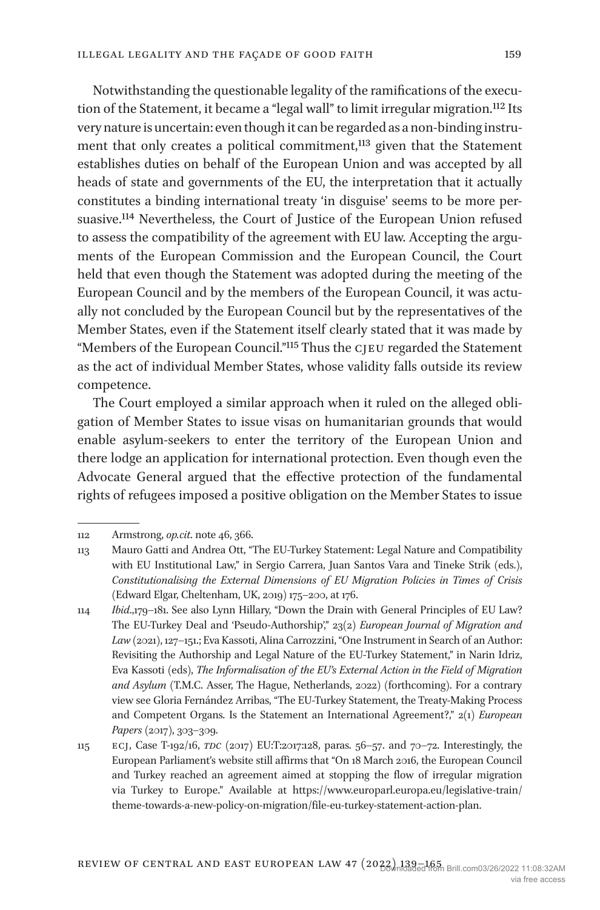Notwithstanding the questionable legality of the ramifications of the execution of the Statement, it became a "legal wall" to limit irregular migration.[112] Its very nature is uncertain: even though it can be regarded as a non-binding instrument that only creates a political commitment,[113] given that the Statement establishes duties on behalf of the European Union and was accepted by all heads of state and governments of the EU, the interpretation that it actually constitutes a binding international treaty 'in disguise' seems to be more persuasive.[114] Nevertheless, the Court of Justice of the European Union refused to assess the compatibility of the agreement with EU law. Accepting the arguments of the European Commission and the European Council, the Court held that even though the Statement was adopted during the meeting of the European Council and by the members of the European Council, it was actually not concluded by the European Council but by the representatives of the Member States, even if the Statement itself clearly stated that it was made by "Members of the European Council."[115] Thus the CJEU regarded the Statement as the act of individual Member States, whose validity falls outside its review competence.

The Court employed a similar approach when it ruled on the alleged obligation of Member States to issue visas on humanitarian grounds that would enable asylum-seekers to enter the territory of the European Union and there lodge an application for international protection. Even though even the Advocate General argued that the effective protection of the fundamental rights of refugees imposed a positive obligation on the Member States to issue

---

112 Armstrong, *op.cit.* note 46, 366.

113 Mauro Gatti and Andrea Ott, "The EU-Turkey Statement: Legal Nature and Compatibility with EU Institutional Law," in Sergio Carrera, Juan Santos Vara and Tineke Strik (eds.), *Constitutionalising the External Dimensions of EU Migration Policies in Times of Crisis* (Edward Elgar, Cheltenham, UK, 2019) 175–200, at 176.

114 *Ibid*.,179–181. See also Lynn Hillary, "Down the Drain with General Principles of EU Law? The EU-Turkey Deal and 'Pseudo-Authorship'," 23(2) *European Journal of Migration and Law* (2021), 127–151.; Eva Kassoti, Alina Carrozzini, "One Instrument in Search of an Author: Revisiting the Authorship and Legal Nature of the EU-Turkey Statement," in Narin Idriz, Eva Kassoti (eds), *The Informalisation of the EU's External Action in the Field of Migration and Asylum* (T.M.C. Asser, The Hague, Netherlands, 2022) (forthcoming). For a contrary view see Gloria Fernández Arribas, "The EU-Turkey Statement, the Treaty-Making Process and Competent Organs. Is the Statement an International Agreement?," 2(1) *European Papers* (2017), 303–309.

115 ECJ, Case T-192/16, *TDC* (2017) EU:T:2017:128, paras. 56–57. and 70–72. Interestingly, the European Parliament's website still affirms that "On 18 March 2016, the European Council and Turkey reached an agreement aimed at stopping the flow of irregular migration via Turkey to Europe." Available at https://www.europarl.europa.eu/legislative-train/theme-towards-a-new-policy-on-migration/file-eu-turkey-statement-action-plan.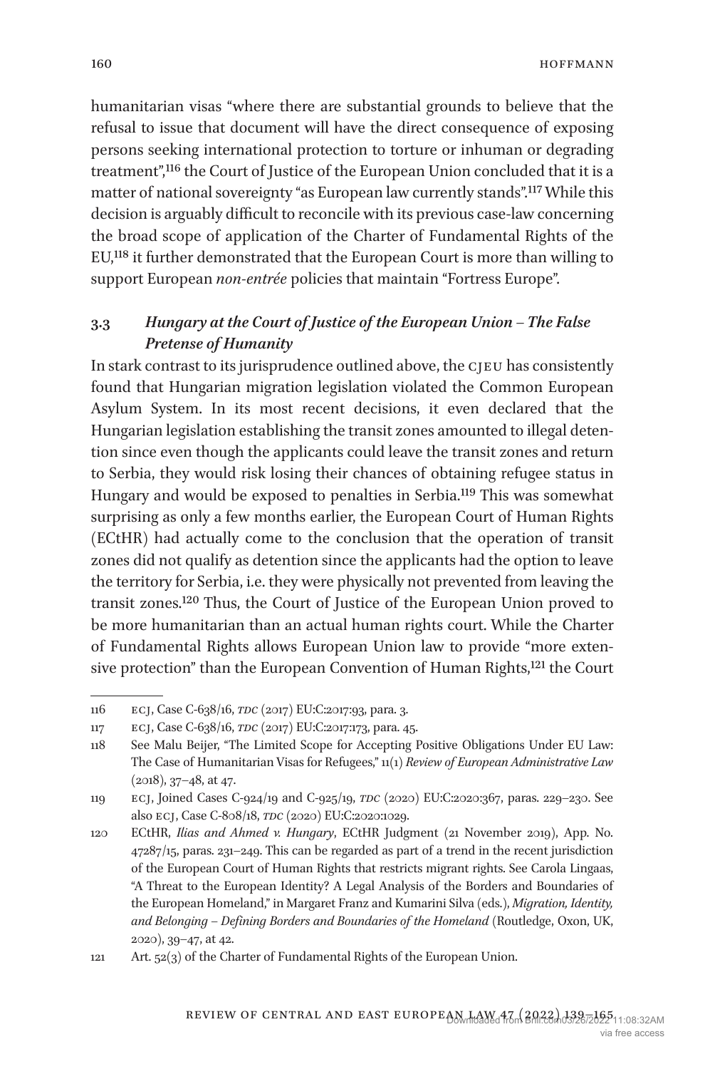humanitarian visas "where there are substantial grounds to believe that the refusal to issue that document will have the direct consequence of exposing persons seeking international protection to torture or inhuman or degrading treatment",[116] the Court of Justice of the European Union concluded that it is a matter of national sovereignty "as European law currently stands".[117] While this decision is arguably difficult to reconcile with its previous case-law concerning the broad scope of application of the Charter of Fundamental Rights of the EU,[118] it further demonstrated that the European Court is more than willing to support European *non-entrée* policies that maintain "Fortress Europe".

### 3.3 *Hungary at the Court of Justice of the European Union – The False Pretense of Humanity*

In stark contrast to its jurisprudence outlined above, the CJEU has consistently found that Hungarian migration legislation violated the Common European Asylum System. In its most recent decisions, it even declared that the Hungarian legislation establishing the transit zones amounted to illegal detention since even though the applicants could leave the transit zones and return to Serbia, they would risk losing their chances of obtaining refugee status in Hungary and would be exposed to penalties in Serbia.[119] This was somewhat surprising as only a few months earlier, the European Court of Human Rights (ECtHR) had actually come to the conclusion that the operation of transit zones did not qualify as detention since the applicants had the option to leave the territory for Serbia, i.e. they were physically not prevented from leaving the transit zones.[120] Thus, the Court of Justice of the European Union proved to be more humanitarian than an actual human rights court. While the Charter of Fundamental Rights allows European Union law to provide "more extensive protection" than the European Convention of Human Rights,[121] the Court

---

116 ECJ, Case C-638/16, *TDC* (2017) EU:C:2017:93, para. 3.

117 ECJ, Case C-638/16, *TDC* (2017) EU:C:2017:173, para. 45.

118 See Malu Beijer, "The Limited Scope for Accepting Positive Obligations Under EU Law: The Case of Humanitarian Visas for Refugees," 11(1) *Review of European Administrative Law* (2018), 37–48, at 47.

119 ECJ, Joined Cases C-924/19 and C-925/19, *TDC* (2020) EU:C:2020:367, paras. 229–230. See also ECJ, Case C-808/18, *TDC* (2020) EU:C:2020:1029.

120 ECtHR, *Ilias and Ahmed v. Hungary*, ECtHR Judgment (21 November 2019), App. No. 47287/15, paras. 231–249. This can be regarded as part of a trend in the recent jurisdiction of the European Court of Human Rights that restricts migrant rights. See Carola Lingaas, "A Threat to the European Identity? A Legal Analysis of the Borders and Boundaries of the European Homeland," in Margaret Franz and Kumarini Silva (eds.), *Migration, Identity, and Belonging – Defining Borders and Boundaries of the Homeland* (Routledge, Oxon, UK, 2020), 39–47, at 42.

121 Art. 52(3) of the Charter of Fundamental Rights of the European Union.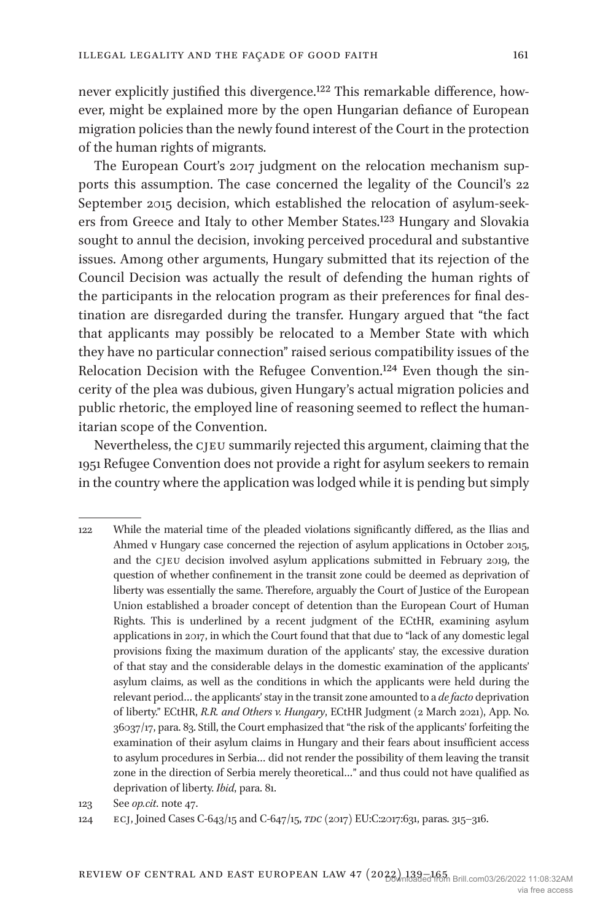never explicitly justified this divergence.[122] This remarkable difference, however, might be explained more by the open Hungarian defiance of European migration policies than the newly found interest of the Court in the protection of the human rights of migrants.

The European Court's 2017 judgment on the relocation mechanism supports this assumption. The case concerned the legality of the Council's 22 September 2015 decision, which established the relocation of asylum-seekers from Greece and Italy to other Member States.[123] Hungary and Slovakia sought to annul the decision, invoking perceived procedural and substantive issues. Among other arguments, Hungary submitted that its rejection of the Council Decision was actually the result of defending the human rights of the participants in the relocation program as their preferences for final destination are disregarded during the transfer. Hungary argued that "the fact that applicants may possibly be relocated to a Member State with which they have no particular connection" raised serious compatibility issues of the Relocation Decision with the Refugee Convention.[124] Even though the sincerity of the plea was dubious, given Hungary's actual migration policies and public rhetoric, the employed line of reasoning seemed to reflect the humanitarian scope of the Convention.

Nevertheless, the CJEU summarily rejected this argument, claiming that the 1951 Refugee Convention does not provide a right for asylum seekers to remain in the country where the application was lodged while it is pending but simply

---

122 While the material time of the pleaded violations significantly differed, as the Ilias and Ahmed v Hungary case concerned the rejection of asylum applications in October 2015, and the CJEU decision involved asylum applications submitted in February 2019, the question of whether confinement in the transit zone could be deemed as deprivation of liberty was essentially the same. Therefore, arguably the Court of Justice of the European Union established a broader concept of detention than the European Court of Human Rights. This is underlined by a recent judgment of the ECtHR, examining asylum applications in 2017, in which the Court found that that due to "lack of any domestic legal provisions fixing the maximum duration of the applicants' stay, the excessive duration of that stay and the considerable delays in the domestic examination of the applicants' asylum claims, as well as the conditions in which the applicants were held during the relevant period… the applicants' stay in the transit zone amounted to a *de facto* deprivation of liberty." ECtHR, *R.R. and Others v. Hungary*, ECtHR Judgment (2 March 2021), App. No. 36037/17, para. 83. Still, the Court emphasized that "the risk of the applicants' forfeiting the examination of their asylum claims in Hungary and their fears about insufficient access to asylum procedures in Serbia… did not render the possibility of them leaving the transit zone in the direction of Serbia merely theoretical…" and thus could not have qualified as deprivation of liberty. *Ibid*, para. 81.

123 See *op.cit.* note 47.

124 ECJ, Joined Cases C-643/15 and C-647/15, *TDC* (2017) EU:C:2017:631, paras. 315–316.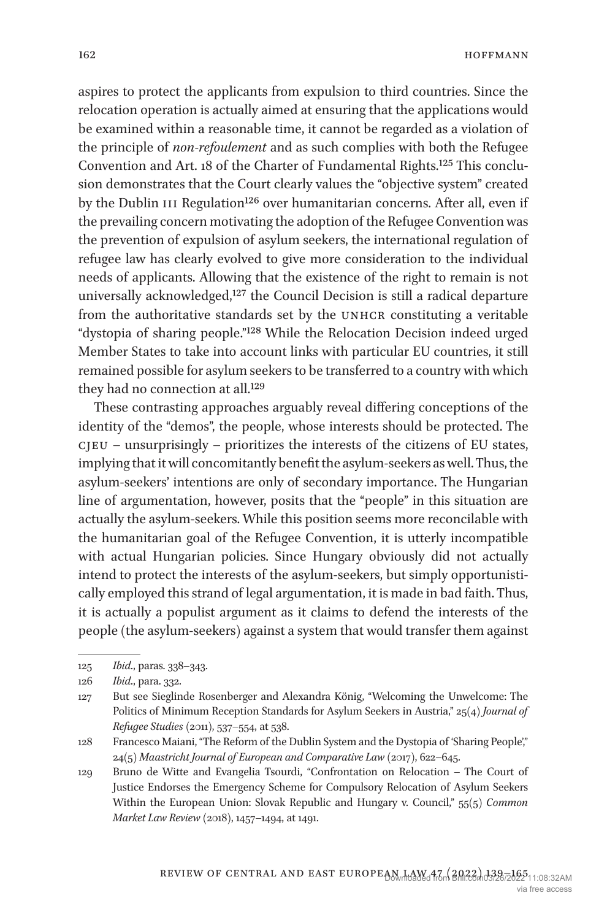aspires to protect the applicants from expulsion to third countries. Since the relocation operation is actually aimed at ensuring that the applications would be examined within a reasonable time, it cannot be regarded as a violation of the principle of *non-refoulement* and as such complies with both the Refugee Convention and Art. 18 of the Charter of Fundamental Rights.[125] This conclusion demonstrates that the Court clearly values the "objective system" created by the Dublin III Regulation[126] over humanitarian concerns. After all, even if the prevailing concern motivating the adoption of the Refugee Convention was the prevention of expulsion of asylum seekers, the international regulation of refugee law has clearly evolved to give more consideration to the individual needs of applicants. Allowing that the existence of the right to remain is not universally acknowledged,[127] the Council Decision is still a radical departure from the authoritative standards set by the UNHCR constituting a veritable "dystopia of sharing people."[128] While the Relocation Decision indeed urged Member States to take into account links with particular EU countries, it still remained possible for asylum seekers to be transferred to a country with which they had no connection at all.[129]

These contrasting approaches arguably reveal differing conceptions of the identity of the "demos", the people, whose interests should be protected. The CJEU – unsurprisingly – prioritizes the interests of the citizens of EU states, implying that it will concomitantly benefit the asylum-seekers as well. Thus, the asylum-seekers' intentions are only of secondary importance. The Hungarian line of argumentation, however, posits that the "people" in this situation are actually the asylum-seekers. While this position seems more reconcilable with the humanitarian goal of the Refugee Convention, it is utterly incompatible with actual Hungarian policies. Since Hungary obviously did not actually intend to protect the interests of the asylum-seekers, but simply opportunistically employed this strand of legal argumentation, it is made in bad faith. Thus, it is actually a populist argument as it claims to defend the interests of the people (the asylum-seekers) against a system that would transfer them against

---

125 *Ibid.*, paras. 338–343.

126 *Ibid.*, para. 332.

127 But see Sieglinde Rosenberger and Alexandra König, "Welcoming the Unwelcome: The Politics of Minimum Reception Standards for Asylum Seekers in Austria," 25(4) *Journal of Refugee Studies* (2011), 537–554, at 538.

128 Francesco Maiani, "The Reform of the Dublin System and the Dystopia of 'Sharing People'," 24(5) *Maastricht Journal of European and Comparative Law* (2017), 622–645.

129 Bruno de Witte and Evangelia Tsourdi, "Confrontation on Relocation – The Court of Justice Endorses the Emergency Scheme for Compulsory Relocation of Asylum Seekers Within the European Union: Slovak Republic and Hungary v. Council," 55(5) *Common Market Law Review* (2018), 1457–1494, at 1491.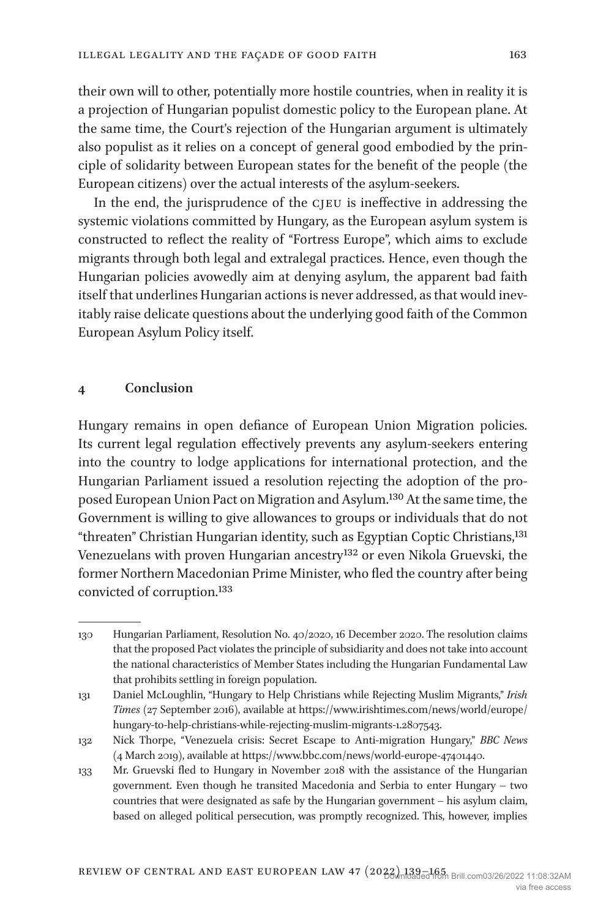their own will to other, potentially more hostile countries, when in reality it is a projection of Hungarian populist domestic policy to the European plane. At the same time, the Court's rejection of the Hungarian argument is ultimately also populist as it relies on a concept of general good embodied by the principle of solidarity between European states for the benefit of the people (the European citizens) over the actual interests of the asylum-seekers.

In the end, the jurisprudence of the CJEU is ineffective in addressing the systemic violations committed by Hungary, as the European asylum system is constructed to reflect the reality of "Fortress Europe", which aims to exclude migrants through both legal and extralegal practices. Hence, even though the Hungarian policies avowedly aim at denying asylum, the apparent bad faith itself that underlines Hungarian actions is never addressed, as that would inevitably raise delicate questions about the underlying good faith of the Common European Asylum Policy itself.

## 4 Conclusion

Hungary remains in open defiance of European Union Migration policies. Its current legal regulation effectively prevents any asylum-seekers entering into the country to lodge applications for international protection, and the Hungarian Parliament issued a resolution rejecting the adoption of the proposed European Union Pact on Migration and Asylum.[130] At the same time, the Government is willing to give allowances to groups or individuals that do not "threaten" Christian Hungarian identity, such as Egyptian Coptic Christians,[131] Venezuelans with proven Hungarian ancestry[132] or even Nikola Gruevski, the former Northern Macedonian Prime Minister, who fled the country after being convicted of corruption.[133]

---

130 Hungarian Parliament, Resolution No. 40/2020, 16 December 2020. The resolution claims that the proposed Pact violates the principle of subsidiarity and does not take into account the national characteristics of Member States including the Hungarian Fundamental Law that prohibits settling in foreign population.

131 Daniel McLoughlin, "Hungary to Help Christians while Rejecting Muslim Migrants," *Irish Times* (27 September 2016), available at https://www.irishtimes.com/news/world/europe/hungary-to-help-christians-while-rejecting-muslim-migrants-1.2807543.

132 Nick Thorpe, "Venezuela crisis: Secret Escape to Anti-migration Hungary," *BBC News* (4 March 2019), available at https://www.bbc.com/news/world-europe-47401440.

133 Mr. Gruevski fled to Hungary in November 2018 with the assistance of the Hungarian government. Even though he transited Macedonia and Serbia to enter Hungary – two countries that were designated as safe by the Hungarian government – his asylum claim, based on alleged political persecution, was promptly recognized. This, however, implies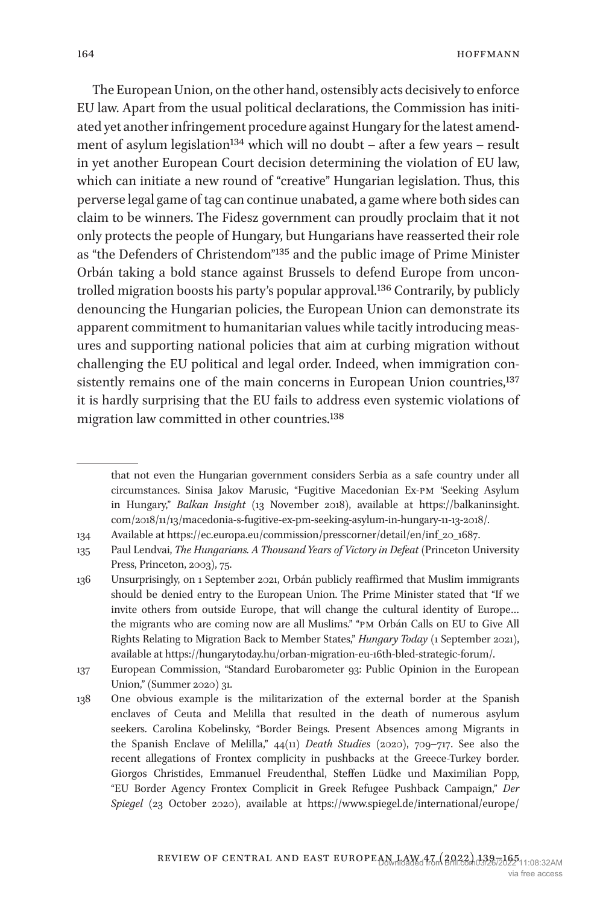The European Union, on the other hand, ostensibly acts decisively to enforce EU law. Apart from the usual political declarations, the Commission has initiated yet another infringement procedure against Hungary for the latest amendment of asylum legislation[134] which will no doubt – after a few years – result in yet another European Court decision determining the violation of EU law, which can initiate a new round of "creative" Hungarian legislation. Thus, this perverse legal game of tag can continue unabated, a game where both sides can claim to be winners. The Fidesz government can proudly proclaim that it not only protects the people of Hungary, but Hungarians have reasserted their role as "the Defenders of Christendom"[135] and the public image of Prime Minister Orbán taking a bold stance against Brussels to defend Europe from uncontrolled migration boosts his party's popular approval.[136] Contrarily, by publicly denouncing the Hungarian policies, the European Union can demonstrate its apparent commitment to humanitarian values while tacitly introducing measures and supporting national policies that aim at curbing migration without challenging the EU political and legal order. Indeed, when immigration consistently remains one of the main concerns in European Union countries,[137] it is hardly surprising that the EU fails to address even systemic violations of migration law committed in other countries.[138]

---

that not even the Hungarian government considers Serbia as a safe country under all circumstances. Sinisa Jakov Marusic, "Fugitive Macedonian Ex-PM 'Seeking Asylum in Hungary," *Balkan Insight* (13 November 2018), available at https://balkaninsight.com/2018/11/13/macedonia-s-fugitive-ex-pm-seeking-asylum-in-hungary-11-13-2018/.

134 Available at https://ec.europa.eu/commission/presscorner/detail/en/inf_20_1687.

135 Paul Lendvai, *The Hungarians. A Thousand Years of Victory in Defeat* (Princeton University Press, Princeton, 2003), 75.

136 Unsurprisingly, on 1 September 2021, Orbán publicly reaffirmed that Muslim immigrants should be denied entry to the European Union. The Prime Minister stated that "If we invite others from outside Europe, that will change the cultural identity of Europe… the migrants who are coming now are all Muslims." "PM Orbán Calls on EU to Give All Rights Relating to Migration Back to Member States," *Hungary Today* (1 September 2021), available at https://hungarytoday.hu/orban-migration-eu-16th-bled-strategic-forum/.

137 European Commission, "Standard Eurobarometer 93: Public Opinion in the European Union," (Summer 2020) 31.

138 One obvious example is the militarization of the external border at the Spanish enclaves of Ceuta and Melilla that resulted in the death of numerous asylum seekers. Carolina Kobelinsky, "Border Beings. Present Absences among Migrants in the Spanish Enclave of Melilla," 44(11) *Death Studies* (2020), 709–717. See also the recent allegations of Frontex complicity in pushbacks at the Greece-Turkey border. Giorgos Christides, Emmanuel Freudenthal, Steffen Lüdke und Maximilian Popp, "EU Border Agency Frontex Complicit in Greek Refugee Pushback Campaign," *Der Spiegel* (23 October 2020), available at https://www.spiegel.de/international/europe/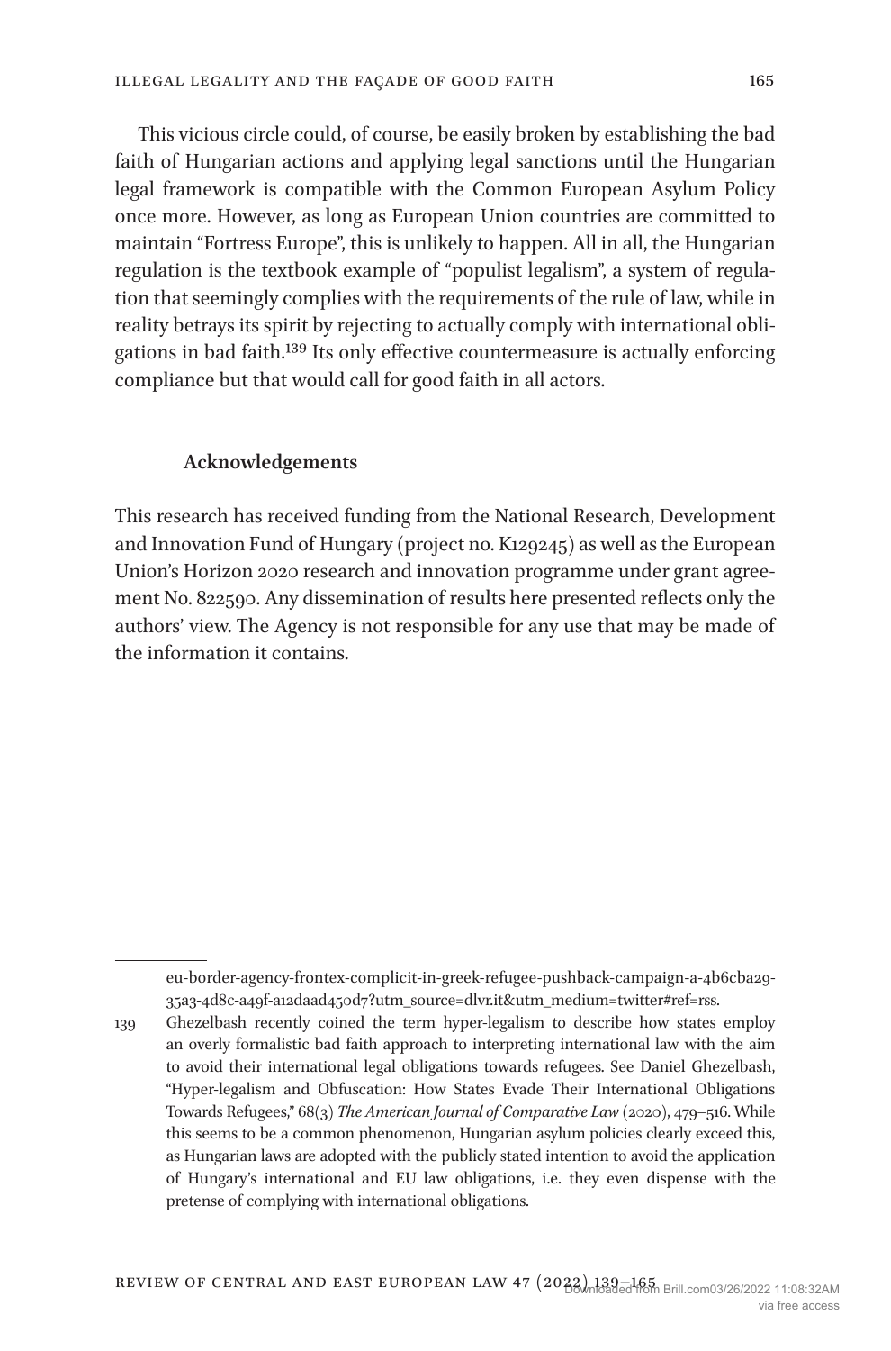This vicious circle could, of course, be easily broken by establishing the bad faith of Hungarian actions and applying legal sanctions until the Hungarian legal framework is compatible with the Common European Asylum Policy once more. However, as long as European Union countries are committed to maintain "Fortress Europe", this is unlikely to happen. All in all, the Hungarian regulation is the textbook example of "populist legalism", a system of regulation that seemingly complies with the requirements of the rule of law, while in reality betrays its spirit by rejecting to actually comply with international obligations in bad faith.[139] Its only effective countermeasure is actually enforcing compliance but that would call for good faith in all actors.

### Acknowledgements

This research has received funding from the National Research, Development and Innovation Fund of Hungary (project no. K129245) as well as the European Union's Horizon 2020 research and innovation programme under grant agreement No. 822590. Any dissemination of results here presented reflects only the authors' view. The Agency is not responsible for any use that may be made of the information it contains.

---

eu-border-agency-frontex-complicit-in-greek-refugee-pushback-campaign-a-4b6cba29-35a3-4d8c-a49f-a12daad450d7?utm_source=dlvr.it&utm_medium=twitter#ref=rss.

139 Ghezelbash recently coined the term hyper-legalism to describe how states employ an overly formalistic bad faith approach to interpreting international law with the aim to avoid their international legal obligations towards refugees. See Daniel Ghezelbash, "Hyper-legalism and Obfuscation: How States Evade Their International Obligations Towards Refugees," 68(3) *The American Journal of Comparative Law* (2020), 479–516. While this seems to be a common phenomenon, Hungarian asylum policies clearly exceed this, as Hungarian laws are adopted with the publicly stated intention to avoid the application of Hungary's international and EU law obligations, i.e. they even dispense with the pretense of complying with international obligations.